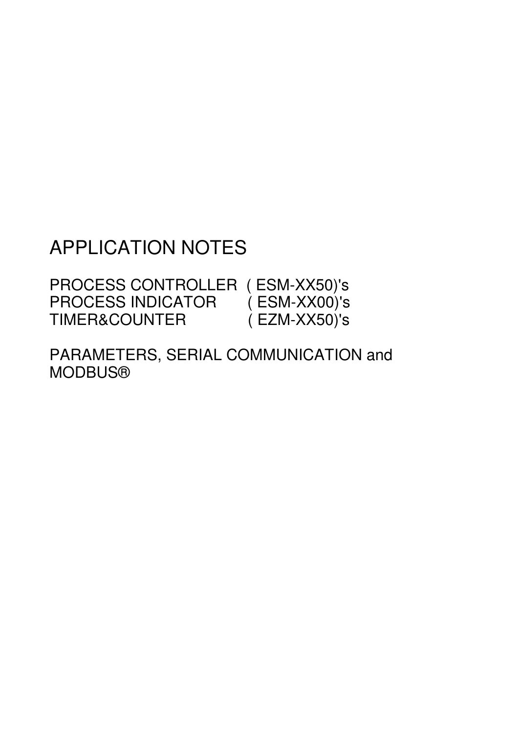# APPLICATION NOTES

PROCESS CONTROLLER ( ESM-XX50)'s
PROCESS INDICATOR ( ESM-XX00)'s
TIMER&COUNTER ( EZM-XX50)'s

PARAMETERS, SERIAL COMMUNICATION and MODBUS®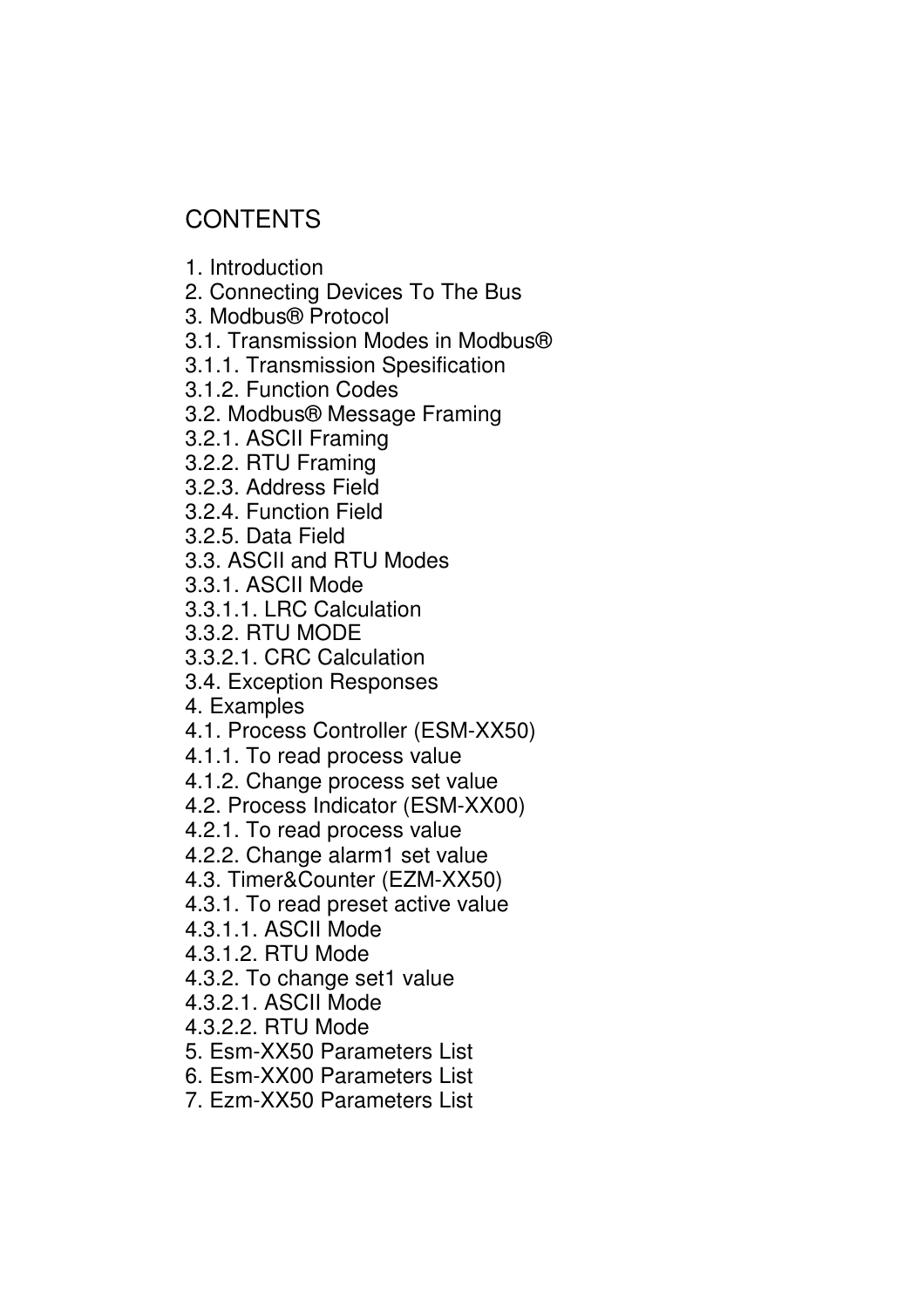# CONTENTS

1. Introduction
2. Connecting Devices To The Bus
3. Modbus® Protocol
3.1. Transmission Modes in Modbus®
3.1.1. Transmission Spesification
3.1.2. Function Codes
3.2. Modbus® Message Framing
3.2.1. ASCII Framing
3.2.2. RTU Framing
3.2.3. Address Field
3.2.4. Function Field
3.2.5. Data Field
3.3. ASCII and RTU Modes
3.3.1. ASCII Mode
3.3.1.1. LRC Calculation
3.3.2. RTU MODE
3.3.2.1. CRC Calculation
3.4. Exception Responses
4. Examples
4.1. Process Controller (ESM-XX50)
4.1.1. To read process value
4.1.2. Change process set value
4.2. Process Indicator (ESM-XX00)
4.2.1. To read process value
4.2.2. Change alarm1 set value
4.3. Timer&Counter (EZM-XX50)
4.3.1. To read preset active value
4.3.1.1. ASCII Mode
4.3.1.2. RTU Mode
4.3.2. To change set1 value
4.3.2.1. ASCII Mode
4.3.2.2. RTU Mode
5. Esm-XX50 Parameters List
6. Esm-XX00 Parameters List
7. Ezm-XX50 Parameters List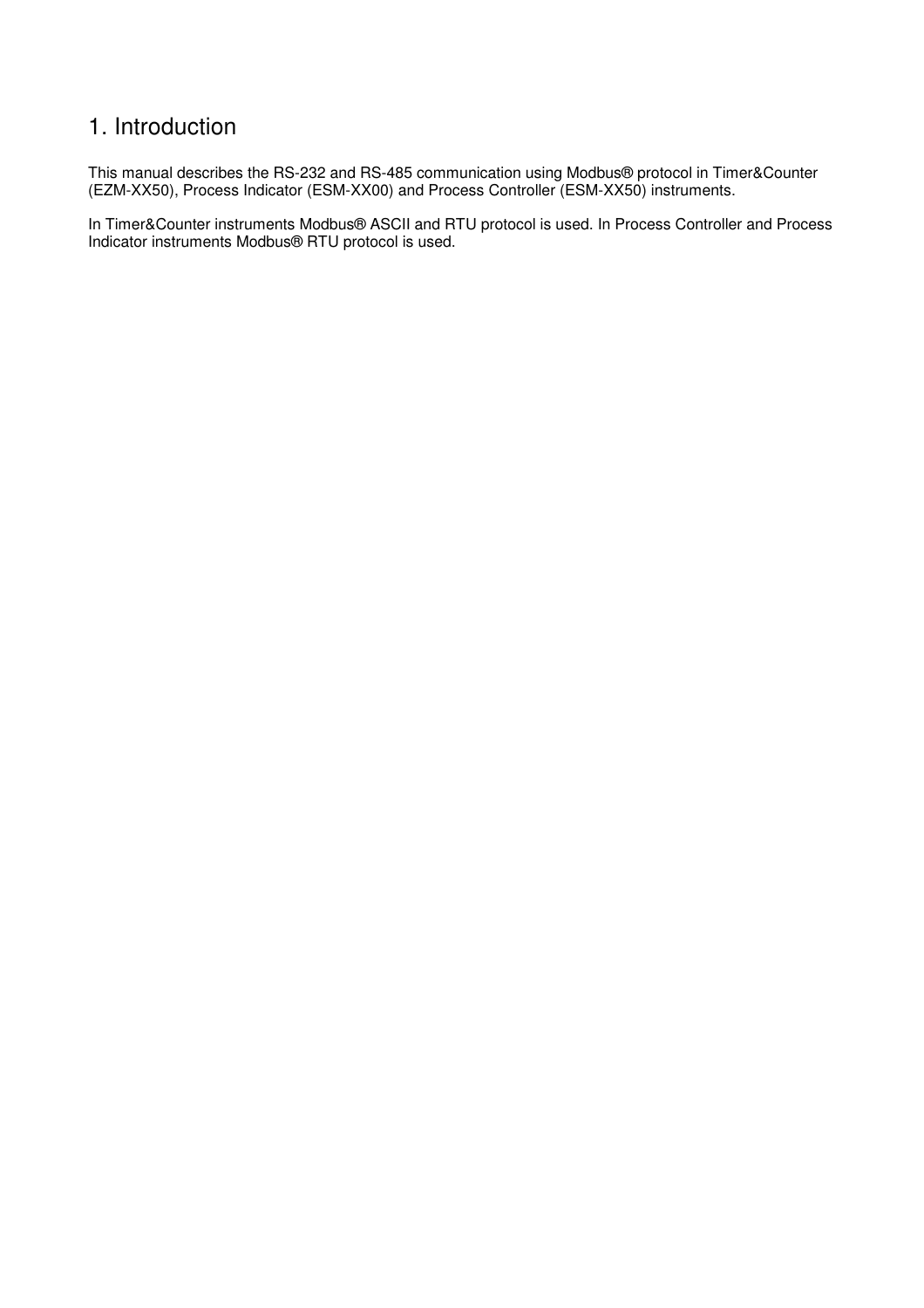# 1. Introduction

This manual describes the RS-232 and RS-485 communication using Modbus® protocol in Timer&Counter (EZM-XX50), Process Indicator (ESM-XX00) and Process Controller (ESM-XX50) instruments.

In Timer&Counter instruments Modbus® ASCII and RTU protocol is used. In Process Controller and Process Indicator instruments Modbus® RTU protocol is used.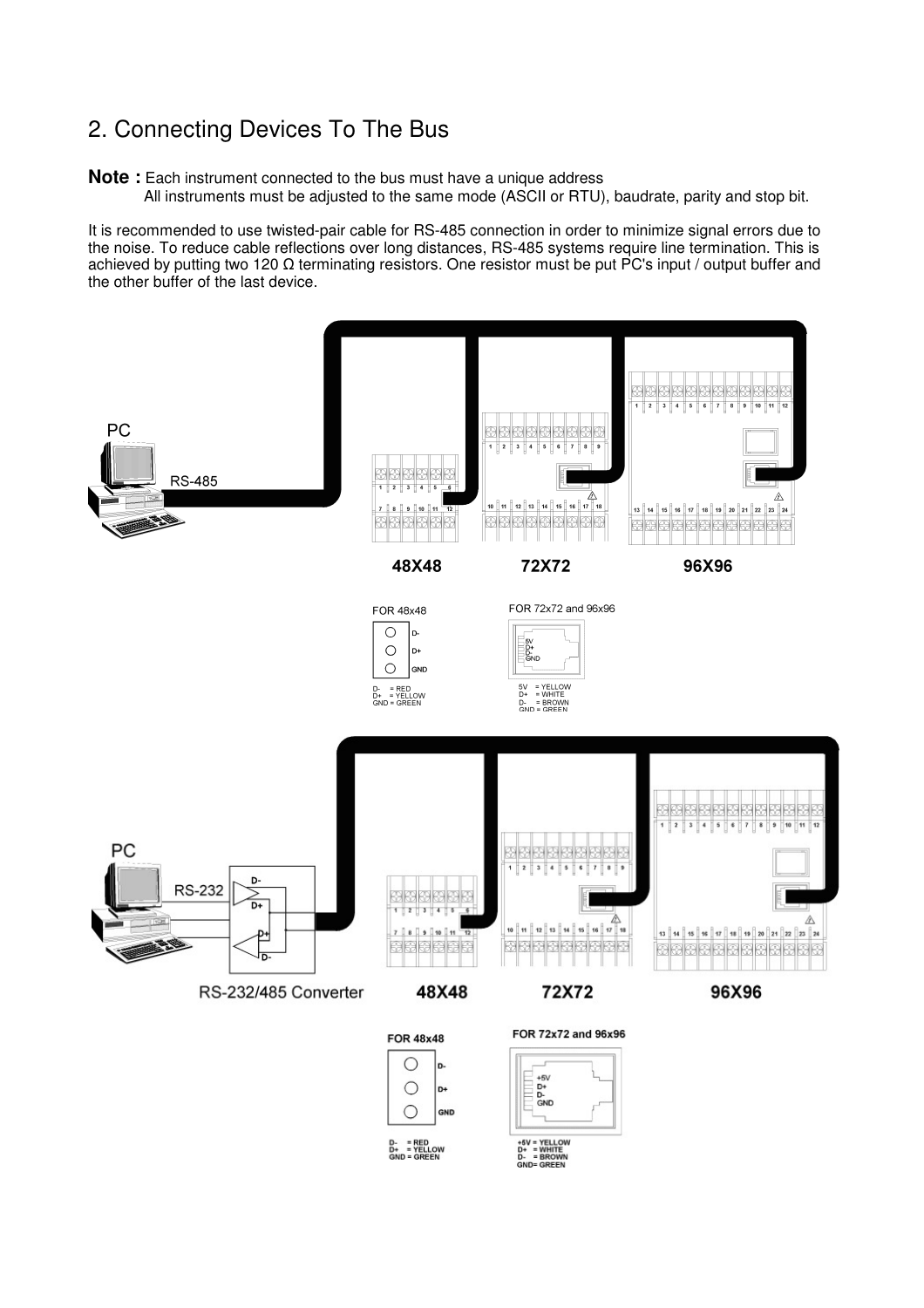# 2. Connecting Devices To The Bus

**Note :** Each instrument connected to the bus must have a unique address
All instruments must be adjusted to the same mode (ASCII or RTU), baudrate, parity and stop bit.

It is recommended to use twisted-pair cable for RS-485 connection in order to minimize signal errors due to the noise. To reduce cable reflections over long distances, RS-485 systems require line termination. This is achieved by putting two 120 Ω terminating resistors. One resistor must be put PC's input / output buffer and the other buffer of the last device.

PC

RS-485

**48X48** **72X72** **96X96**

FOR 48x48

D-
D+
GND

D- = RED
D+ = YELLOW
GND = GREEN

FOR 72x72 and 96x96

5V
D+
D-
GND

5V = YELLOW
D+ = WHITE
D- = BROWN
GND = GREEN

PC

RS-232

D-
D+
D+
D-

RS-232/485 Converter

**48X48** **72X72** **96X96**

**FOR 48x48**

D-
D+
GND

D- = RED
D+ = YELLOW
GND = GREEN

**FOR 72x72 and 96x96**

+5V
D+
D-
GND

+5V = YELLOW
D+ = WHITE
D- = BROWN
GND= GREEN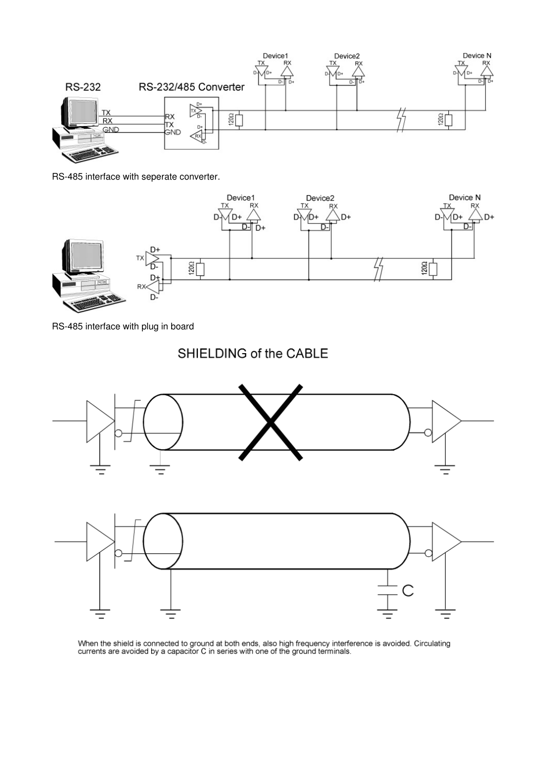RS-485 interface with seperate converter.

RS-485 interface with plug in board

## SHIELDING of the CABLE

When the shield is connected to ground at both ends, also high frequency interference is avoided. Circulating currents are avoided by a capacitor C in series with one of the ground terminals.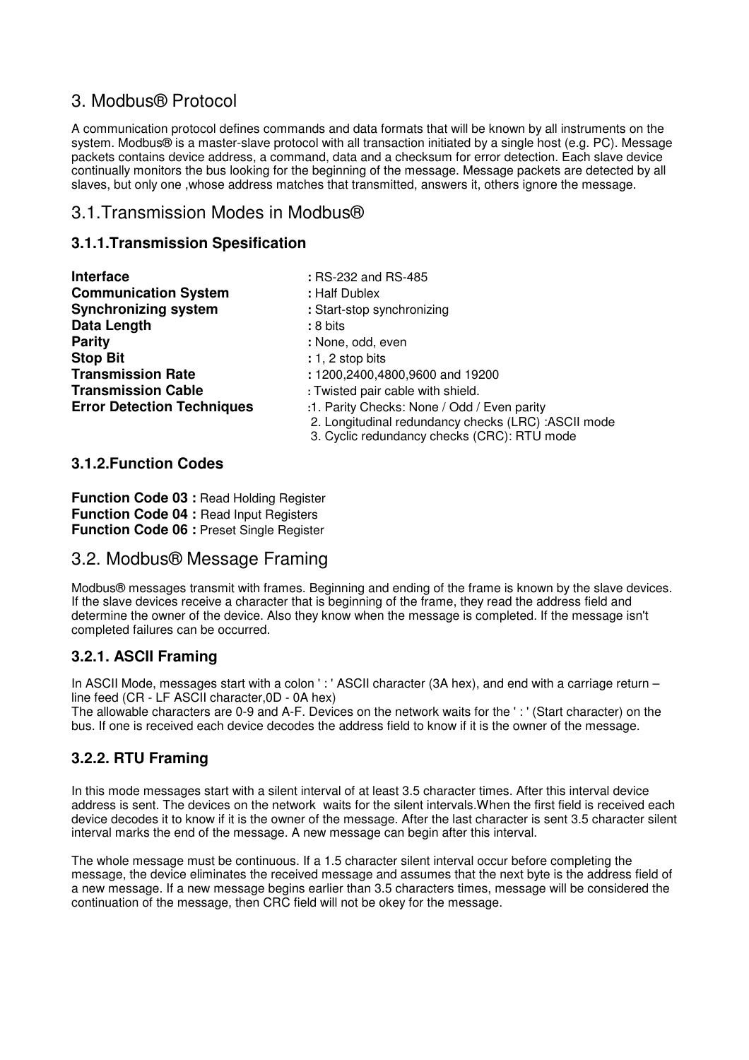# 3. Modbus® Protocol

A communication protocol defines commands and data formats that will be known by all instruments on the system. Modbus® is a master-slave protocol with all transaction initiated by a single host (e.g. PC). Message packets contains device address, a command, data and a checksum for error detection. Each slave device continually monitors the bus looking for the beginning of the message. Message packets are detected by all slaves, but only one ,whose address matches that transmitted, answers it, others ignore the message.

## 3.1.Transmission Modes in Modbus®

### 3.1.1.Transmission Spesification

**Interface** **:** RS-232 and RS-485
**Communication System** **:** Half Dublex
**Synchronizing system** **:** Start-stop synchronizing
**Data Length** **:** 8 bits
**Parity** **:** None, odd, even
**Stop Bit** **:** 1, 2 stop bits
**Transmission Rate** **:** 1200,2400,4800,9600 and 19200
**Transmission Cable** **:** Twisted pair cable with shield.
**Error Detection Techniques** :1. Parity Checks: None / Odd / Even parity
2. Longitudinal redundancy checks (LRC) :ASCII mode
3. Cyclic redundancy checks (CRC): RTU mode

### 3.1.2.Function Codes

**Function Code 03 :** Read Holding Register
**Function Code 04 :** Read Input Registers
**Function Code 06 :** Preset Single Register

## 3.2. Modbus® Message Framing

Modbus® messages transmit with frames. Beginning and ending of the frame is known by the slave devices. If the slave devices receive a character that is beginning of the frame, they read the address field and determine the owner of the device. Also they know when the message is completed. If the message isn't completed failures can be occurred.

### 3.2.1. ASCII Framing

In ASCII Mode, messages start with a colon ' : ' ASCII character (3A hex), and end with a carriage return – line feed (CR - LF ASCII character,0D - 0A hex)
The allowable characters are 0-9 and A-F. Devices on the network waits for the ' : ' (Start character) on the bus. If one is received each device decodes the address field to know if it is the owner of the message.

### 3.2.2. RTU Framing

In this mode messages start with a silent interval of at least 3.5 character times. After this interval device address is sent. The devices on the network waits for the silent intervals.When the first field is received each device decodes it to know if it is the owner of the message. After the last character is sent 3.5 character silent interval marks the end of the message. A new message can begin after this interval.

The whole message must be continuous. If a 1.5 character silent interval occur before completing the message, the device eliminates the received message and assumes that the next byte is the address field of a new message. If a new message begins earlier than 3.5 characters times, message will be considered the continuation of the message, then CRC field will not be okey for the message.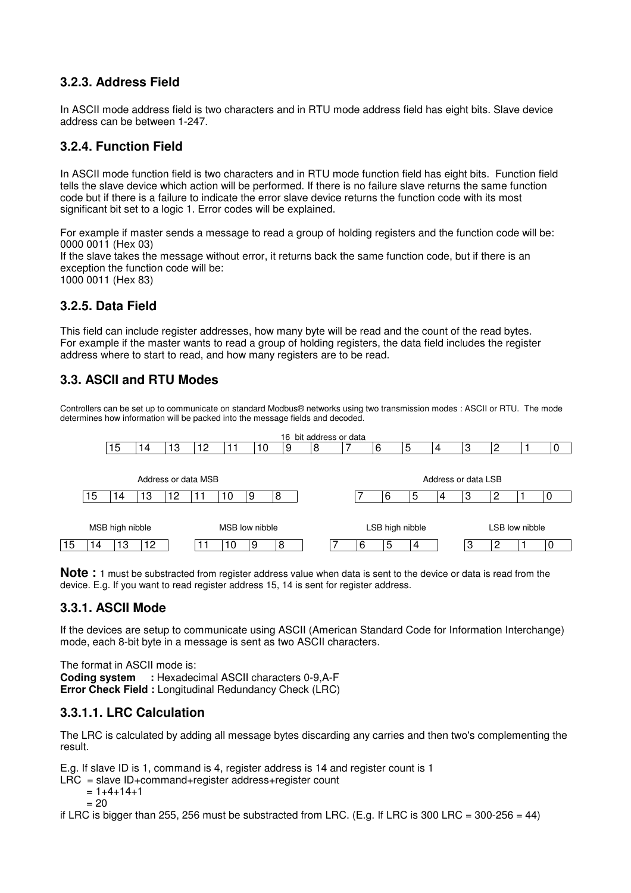### 3.2.3. Address Field

In ASCII mode address field is two characters and in RTU mode address field has eight bits. Slave device address can be between 1-247.

### 3.2.4. Function Field

In ASCII mode function field is two characters and in RTU mode function field has eight bits. Function field tells the slave device which action will be performed. If there is no failure slave returns the same function code but if there is a failure to indicate the error slave device returns the function code with its most significant bit set to a logic 1. Error codes will be explained.

For example if master sends a message to read a group of holding registers and the function code will be:
0000 0011 (Hex 03)
If the slave takes the message without error, it returns back the same function code, but if there is an exception the function code will be:
1000 0011 (Hex 83)

### 3.2.5. Data Field

This field can include register addresses, how many byte will be read and the count of the read bytes.
For example if the master wants to read a group of holding registers, the data field includes the register address where to start to read, and how many registers are to be read.

## 3.3. ASCII and RTU Modes

Controllers can be set up to communicate on standard Modbus® networks using two transmission modes : ASCII or RTU. The mode determines how information will be packed into the message fields and decoded.

16 bit address or data

| 15 | 14 | 13 | 12 | 11 | 10 | 9 | 8 | 7 | 6 | 5 | 4 | 3 | 2 | 1 | 0 |
|---|---|---|---|---|---|---|---|---|---|---|---|---|---|---|---|

| Address or data MSB | | | | | | | | Address or data LSB | | | | | | | |
|---|---|---|---|---|---|---|---|---|---|---|---|---|---|---|---|
| 15 | 14 | 13 | 12 | 11 | 10 | 9 | 8 | 7 | 6 | 5 | 4 | 3 | 2 | 1 | 0 |

| MSB high nibble | | | | MSB low nibble | | | | LSB high nibble | | | | LSB low nibble | | | |
|---|---|---|---|---|---|---|---|---|---|---|---|---|---|---|---|
| 15 | 14 | 13 | 12 | 11 | 10 | 9 | 8 | 7 | 6 | 5 | 4 | 3 | 2 | 1 | 0 |

**Note :** 1 must be substracted from register address value when data is sent to the device or data is read from the device. E.g. If you want to read register address 15, 14 is sent for register address.

### 3.3.1. ASCII Mode

If the devices are setup to communicate using ASCII (American Standard Code for Information Interchange) mode, each 8-bit byte in a message is sent as two ASCII characters.

The format in ASCII mode is:
**Coding system :** Hexadecimal ASCII characters 0-9,A-F
**Error Check Field :** Longitudinal Redundancy Check (LRC)

### 3.3.1.1. LRC Calculation

The LRC is calculated by adding all message bytes discarding any carries and then two's complementing the result.

E.g. If slave ID is 1, command is 4, register address is 14 and register count is 1
LRC = slave ID+command+register address+register count
= 1+4+14+1
= 20
if LRC is bigger than 255, 256 must be substracted from LRC. (E.g. If LRC is 300 LRC = 300-256 = 44)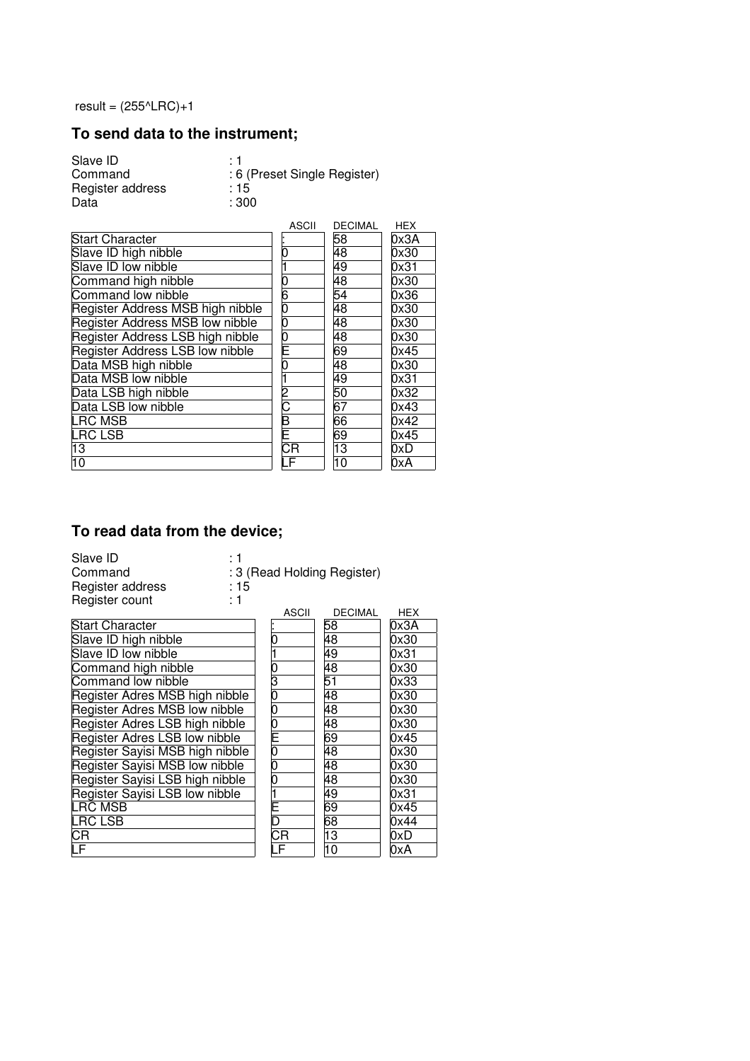result = (255^LRC)+1

## To send data to the instrument;

Slave ID : 1
Command : 6 (Preset Single Register)
Register address : 15
Data : 300

| | ASCII | DECIMAL | HEX |
|---|---|---|---|
| Start Character | : | 58 | 0x3A |
| Slave ID high nibble | 0 | 48 | 0x30 |
| Slave ID low nibble | 1 | 49 | 0x31 |
| Command high nibble | 0 | 48 | 0x30 |
| Command low nibble | 6 | 54 | 0x36 |
| Register Address MSB high nibble | 0 | 48 | 0x30 |
| Register Address MSB low nibble | 0 | 48 | 0x30 |
| Register Address LSB high nibble | 0 | 48 | 0x30 |
| Register Address LSB low nibble | E | 69 | 0x45 |
| Data MSB high nibble | 0 | 48 | 0x30 |
| Data MSB low nibble | 1 | 49 | 0x31 |
| Data LSB high nibble | 2 | 50 | 0x32 |
| Data LSB low nibble | C | 67 | 0x43 |
| LRC MSB | B | 66 | 0x42 |
| LRC LSB | E | 69 | 0x45 |
| 13 | CR | 13 | 0xD |
| 10 | LF | 10 | 0xA |

## To read data from the device;

Slave ID : 1
Command : 3 (Read Holding Register)
Register address : 15
Register count : 1

| | ASCII | DECIMAL | HEX |
|---|---|---|---|
| Start Character | : | 58 | 0x3A |
| Slave ID high nibble | 0 | 48 | 0x30 |
| Slave ID low nibble | 1 | 49 | 0x31 |
| Command high nibble | 0 | 48 | 0x30 |
| Command low nibble | 3 | 51 | 0x33 |
| Register Adres MSB high nibble | 0 | 48 | 0x30 |
| Register Adres MSB low nibble | 0 | 48 | 0x30 |
| Register Adres LSB high nibble | 0 | 48 | 0x30 |
| Register Adres LSB low nibble | E | 69 | 0x45 |
| Register Sayisi MSB high nibble | 0 | 48 | 0x30 |
| Register Sayisi MSB low nibble | 0 | 48 | 0x30 |
| Register Sayisi LSB high nibble | 0 | 48 | 0x30 |
| Register Sayisi LSB low nibble | 1 | 49 | 0x31 |
| LRC MSB | E | 69 | 0x45 |
| LRC LSB | D | 68 | 0x44 |
| CR | CR | 13 | 0xD |
| LF | LF | 10 | 0xA |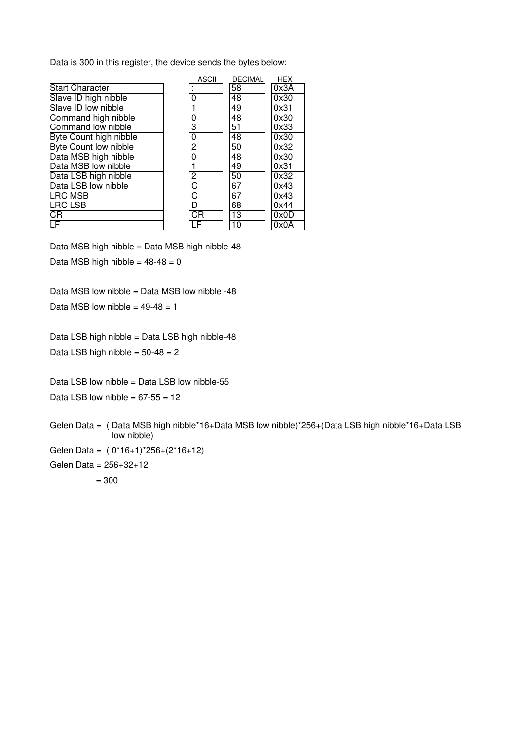Data is 300 in this register, the device sends the bytes below:

| | ASCII | DECIMAL | HEX |
|---|---|---|---|
| Start Character | : | 58 | 0x3A |
| Slave ID high nibble | 0 | 48 | 0x30 |
| Slave ID low nibble | 1 | 49 | 0x31 |
| Command high nibble | 0 | 48 | 0x30 |
| Command low nibble | 3 | 51 | 0x33 |
| Byte Count high nibble | 0 | 48 | 0x30 |
| Byte Count low nibble | 2 | 50 | 0x32 |
| Data MSB high nibble | 0 | 48 | 0x30 |
| Data MSB low nibble | 1 | 49 | 0x31 |
| Data LSB high nibble | 2 | 50 | 0x32 |
| Data LSB low nibble | C | 67 | 0x43 |
| LRC MSB | C | 67 | 0x43 |
| LRC LSB | D | 68 | 0x44 |
| CR | CR | 13 | 0x0D |
| LF | LF | 10 | 0x0A |

Data MSB high nibble = Data MSB high nibble-48

Data MSB high nibble = 48-48 = 0

Data MSB low nibble = Data MSB low nibble -48

Data MSB low nibble = 49-48 = 1

Data LSB high nibble = Data LSB high nibble-48

Data LSB high nibble = 50-48 = 2

Data LSB low nibble = Data LSB low nibble-55

Data LSB low nibble = 67-55 = 12

Gelen Data = ( Data MSB high nibble*16+Data MSB low nibble)*256+(Data LSB high nibble*16+Data LSB low nibble)

Gelen Data = ( 0*16+1)*256+(2*16+12)

Gelen Data = 256+32+12

= 300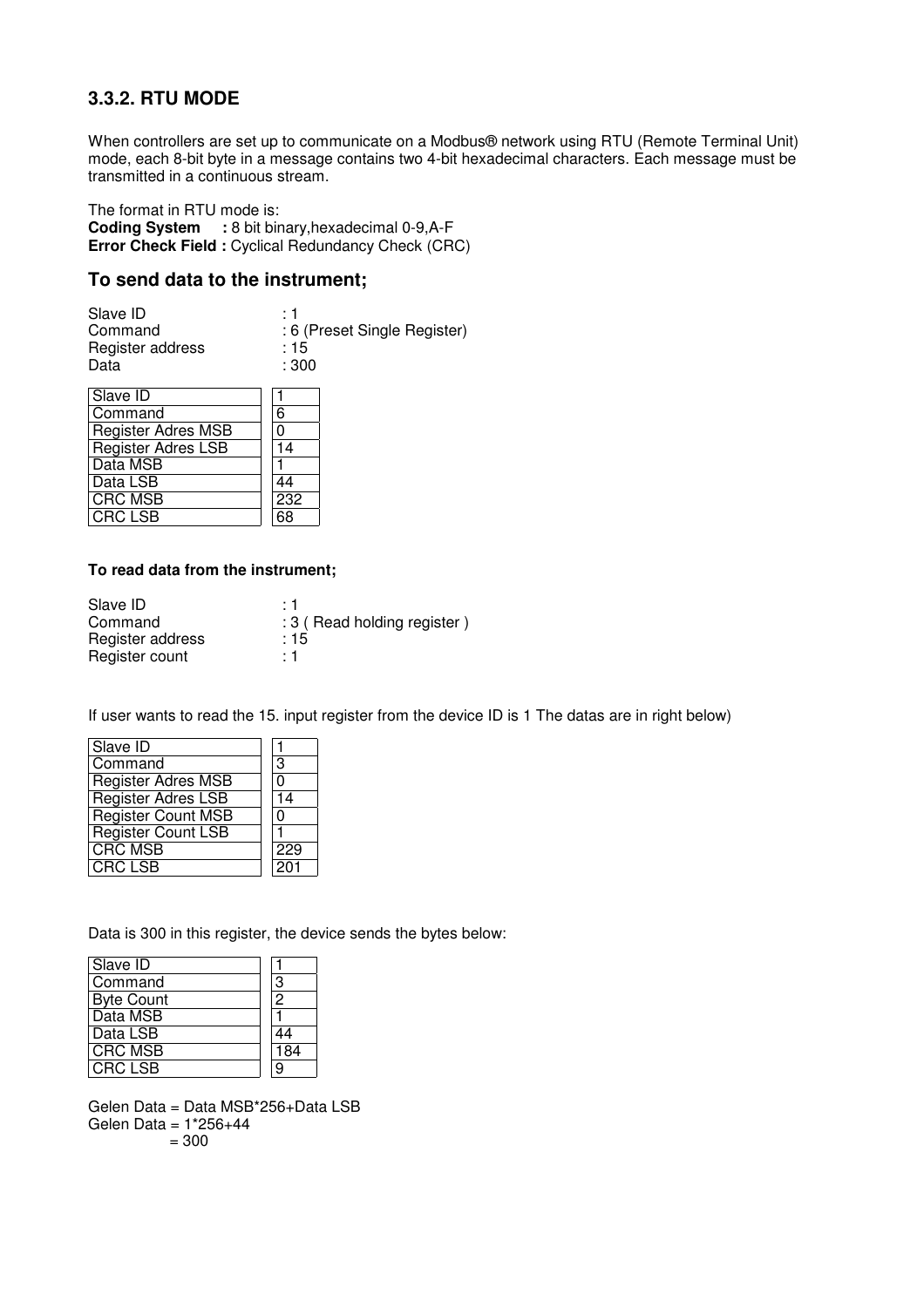### 3.3.2. RTU MODE

When controllers are set up to communicate on a Modbus® network using RTU (Remote Terminal Unit) mode, each 8-bit byte in a message contains two 4-bit hexadecimal characters. Each message must be transmitted in a continuous stream.

The format in RTU mode is:
**Coding System :** 8 bit binary,hexadecimal 0-9,A-F
**Error Check Field :** Cyclical Redundancy Check (CRC)

### To send data to the instrument;

Slave ID : 1
Command : 6 (Preset Single Register)
Register address : 15
Data : 300

| | |
|---|---|
| Slave ID | 1 |
| Command | 6 |
| Register Adres MSB | 0 |
| Register Adres LSB | 14 |
| Data MSB | 1 |
| Data LSB | 44 |
| CRC MSB | 232 |
| CRC LSB | 68 |

**To read data from the instrument;**

Slave ID : 1
Command : 3 ( Read holding register )
Register address : 15
Register count : 1

If user wants to read the 15. input register from the device ID is 1 The datas are in right below)

| | |
|---|---|
| Slave ID | 1 |
| Command | 3 |
| Register Adres MSB | 0 |
| Register Adres LSB | 14 |
| Register Count MSB | 0 |
| Register Count LSB | 1 |
| CRC MSB | 229 |
| CRC LSB | 201 |

Data is 300 in this register, the device sends the bytes below:

| | |
|---|---|
| Slave ID | 1 |
| Command | 3 |
| Byte Count | 2 |
| Data MSB | 1 |
| Data LSB | 44 |
| CRC MSB | 184 |
| CRC LSB | 9 |

Gelen Data = Data MSB*256+Data LSB
Gelen Data = 1*256+44
= 300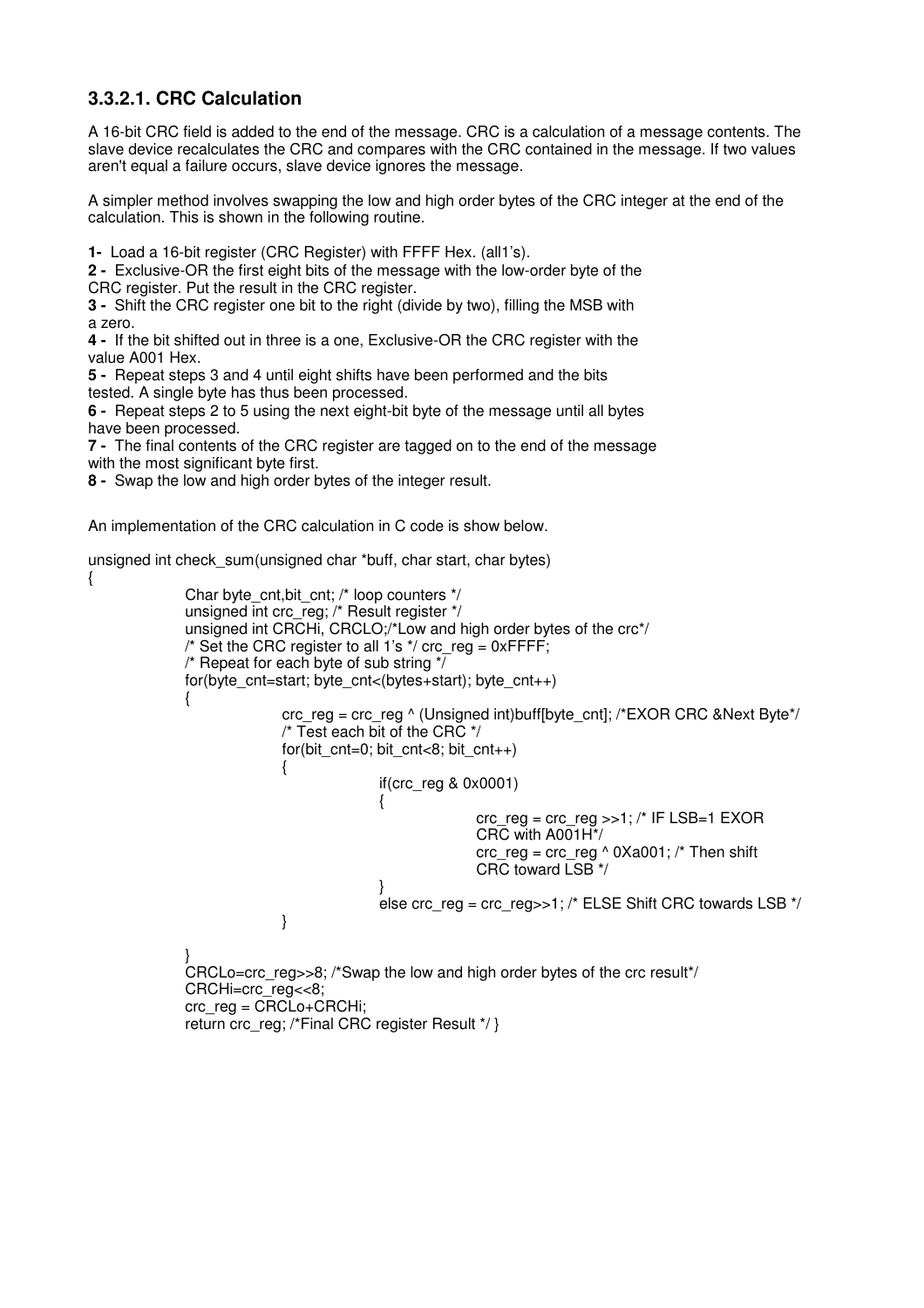### 3.3.2.1. CRC Calculation

A 16-bit CRC field is added to the end of the message. CRC is a calculation of a message contents. The slave device recalculates the CRC and compares with the CRC contained in the message. If two values aren't equal a failure occurs, slave device ignores the message.

A simpler method involves swapping the low and high order bytes of the CRC integer at the end of the calculation. This is shown in the following routine.

**1-** Load a 16-bit register (CRC Register) with FFFF Hex. (all1's).
**2 -** Exclusive-OR the first eight bits of the message with the low-order byte of the CRC register. Put the result in the CRC register.
**3 -** Shift the CRC register one bit to the right (divide by two), filling the MSB with a zero.
**4 -** If the bit shifted out in three is a one, Exclusive-OR the CRC register with the value A001 Hex.
**5 -** Repeat steps 3 and 4 until eight shifts have been performed and the bits tested. A single byte has thus been processed.
**6 -** Repeat steps 2 to 5 using the next eight-bit byte of the message until all bytes have been processed.
**7 -** The final contents of the CRC register are tagged on to the end of the message with the most significant byte first.
**8 -** Swap the low and high order bytes of the integer result.

An implementation of the CRC calculation in C code is show below.

```
unsigned int check_sum(unsigned char *buff, char start, char bytes)
{
        Char byte_cnt,bit_cnt; /* loop counters */
        unsigned int crc_reg; /* Result register */
        unsigned int CRCHi, CRCLO;/*Low and high order bytes of the crc*/
        /* Set the CRC register to all 1's */ crc_reg = 0xFFFF;
        /* Repeat for each byte of sub string */
        for(byte_cnt=start; byte_cnt<(bytes+start); byte_cnt++)
        {
                crc_reg = crc_reg ^ (Unsigned int)buff[byte_cnt]; /*EXOR CRC &Next Byte*/
                /* Test each bit of the CRC */
                for(bit_cnt=0; bit_cnt<8; bit_cnt++)
                {
                        if(crc_reg & 0x0001)
                        {
                                crc_reg = crc_reg >>1; /* IF LSB=1 EXOR
                                CRC with A001H*/
                                crc_reg = crc_reg ^ 0Xa001; /* Then shift
                                CRC toward LSB */
                        }
                        else crc_reg = crc_reg>>1; /* ELSE Shift CRC towards LSB */
                }

        }
        CRCLo=crc_reg>>8; /*Swap the low and high order bytes of the crc result*/
        CRCHi=crc_reg<<8;
        crc_reg = CRCLo+CRCHi;
        return crc_reg; /*Final CRC register Result */ }
```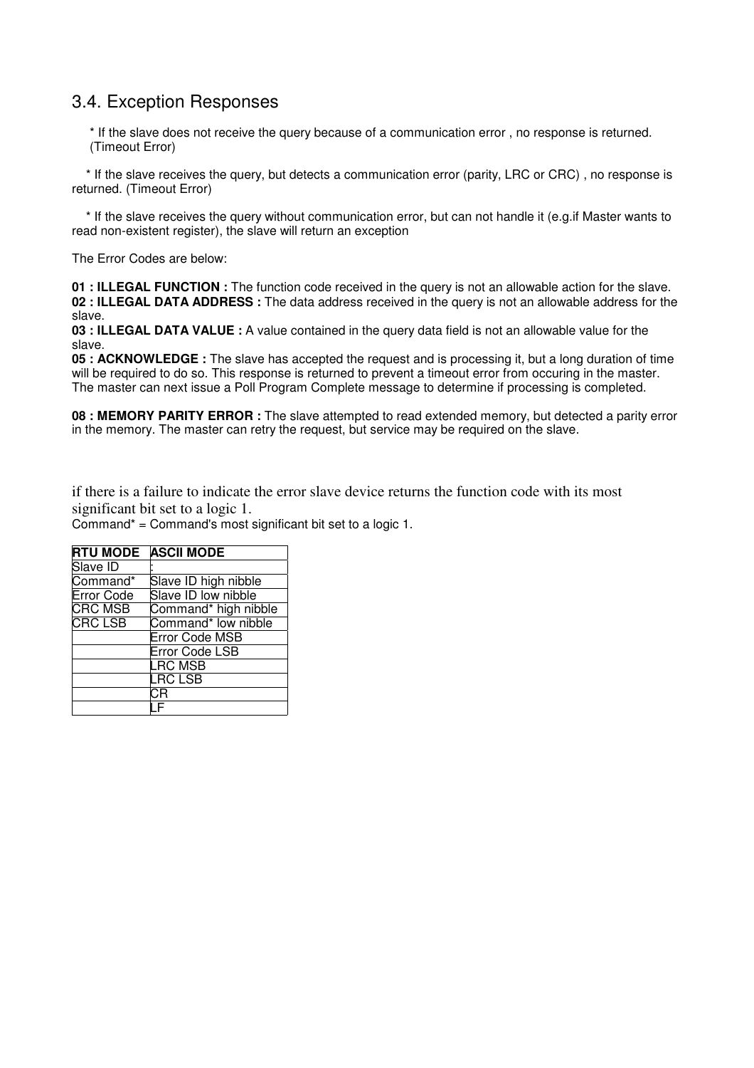## 3.4. Exception Responses

* If the slave does not receive the query because of a communication error , no response is returned. (Timeout Error)

* If the slave receives the query, but detects a communication error (parity, LRC or CRC) , no response is returned. (Timeout Error)

* If the slave receives the query without communication error, but can not handle it (e.g.if Master wants to read non-existent register), the slave will return an exception

The Error Codes are below:

**01 : ILLEGAL FUNCTION :** The function code received in the query is not an allowable action for the slave.
**02 : ILLEGAL DATA ADDRESS :** The data address received in the query is not an allowable address for the slave.
**03 : ILLEGAL DATA VALUE :** A value contained in the query data field is not an allowable value for the slave.
**05 : ACKNOWLEDGE :** The slave has accepted the request and is processing it, but a long duration of time will be required to do so. This response is returned to prevent a timeout error from occuring in the master. The master can next issue a Poll Program Complete message to determine if processing is completed.

**08 : MEMORY PARITY ERROR :** The slave attempted to read extended memory, but detected a parity error in the memory. The master can retry the request, but service may be required on the slave.

if there is a failure to indicate the error slave device returns the function code with its most significant bit set to a logic 1.
Command* = Command's most significant bit set to a logic 1.

| RTU MODE | ASCII MODE |
|---|---|
| Slave ID | : |
| Command* | Slave ID high nibble |
| Error Code | Slave ID low nibble |
| CRC MSB | Command* high nibble |
| CRC LSB | Command* low nibble |
| | Error Code MSB |
| | Error Code LSB |
| | LRC MSB |
| | LRC LSB |
| | CR |
| | LF |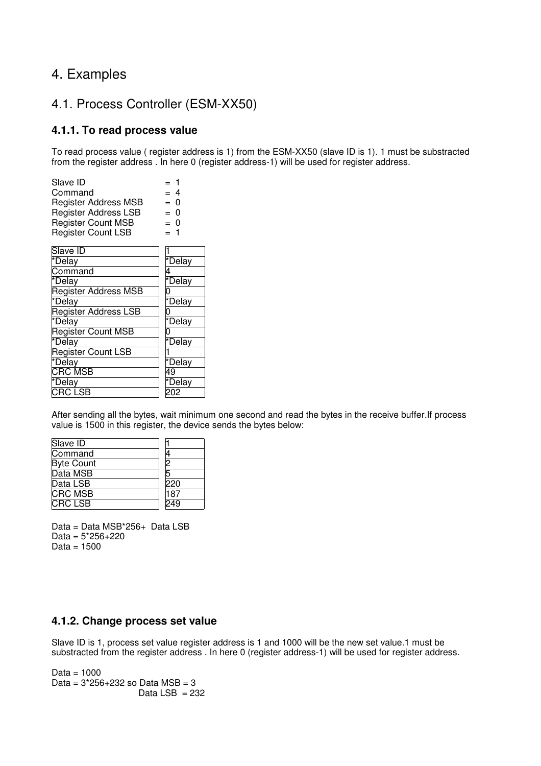# 4. Examples

## 4.1. Process Controller (ESM-XX50)

### 4.1.1. To read process value

To read process value ( register address is 1) from the ESM-XX50 (slave ID is 1). 1 must be substracted from the register address . In here 0 (register address-1) will be used for register address.

Slave ID = 1
Command = 4
Register Address MSB = 0
Register Address LSB = 0
Register Count MSB = 0
Register Count LSB = 1

| | |
|---|---|
| Slave ID | 1 |
| *Delay | *Delay |
| Command | 4 |
| *Delay | *Delay |
| Register Address MSB | 0 |
| *Delay | *Delay |
| Register Address LSB | 0 |
| *Delay | *Delay |
| Register Count MSB | 0 |
| *Delay | *Delay |
| Register Count LSB | 1 |
| *Delay | *Delay |
| CRC MSB | 49 |
| *Delay | *Delay |
| CRC LSB | 202 |

After sending all the bytes, wait minimum one second and read the bytes in the receive buffer.If process value is 1500 in this register, the device sends the bytes below:

| | |
|---|---|
| Slave ID | 1 |
| Command | 4 |
| Byte Count | 2 |
| Data MSB | 5 |
| Data LSB | 220 |
| CRC MSB | 187 |
| CRC LSB | 249 |

Data = Data MSB*256+ Data LSB
Data = 5*256+220
Data = 1500

### 4.1.2. Change process set value

Slave ID is 1, process set value register address is 1 and 1000 will be the new set value.1 must be substracted from the register address . In here 0 (register address-1) will be used for register address.

Data = 1000
Data = 3*256+232 so Data MSB = 3
Data LSB = 232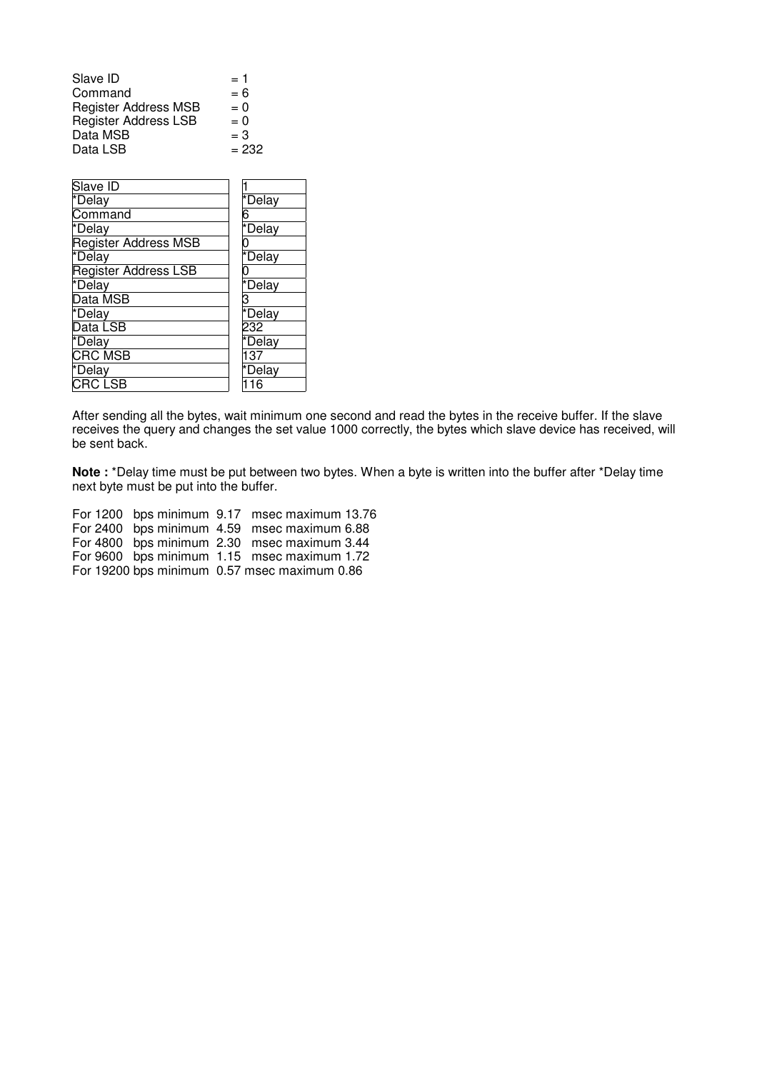Slave ID = 1
Command = 6
Register Address MSB = 0
Register Address LSB = 0
Data MSB = 3
Data LSB = 232

| Field | Value |
|---|---|
| Slave ID | 1 |
| *Delay | *Delay |
| Command | 6 |
| *Delay | *Delay |
| Register Address MSB | 0 |
| *Delay | *Delay |
| Register Address LSB | 0 |
| *Delay | *Delay |
| Data MSB | 3 |
| *Delay | *Delay |
| Data LSB | 232 |
| *Delay | *Delay |
| CRC MSB | 137 |
| *Delay | *Delay |
| CRC LSB | 116 |

After sending all the bytes, wait minimum one second and read the bytes in the receive buffer. If the slave receives the query and changes the set value 1000 correctly, the bytes which slave device has received, will be sent back.

**Note :** *Delay time must be put between two bytes. When a byte is written into the buffer after *Delay time next byte must be put into the buffer.

For 1200 bps minimum 9.17 msec maximum 13.76
For 2400 bps minimum 4.59 msec maximum 6.88
For 4800 bps minimum 2.30 msec maximum 3.44
For 9600 bps minimum 1.15 msec maximum 1.72
For 19200 bps minimum 0.57 msec maximum 0.86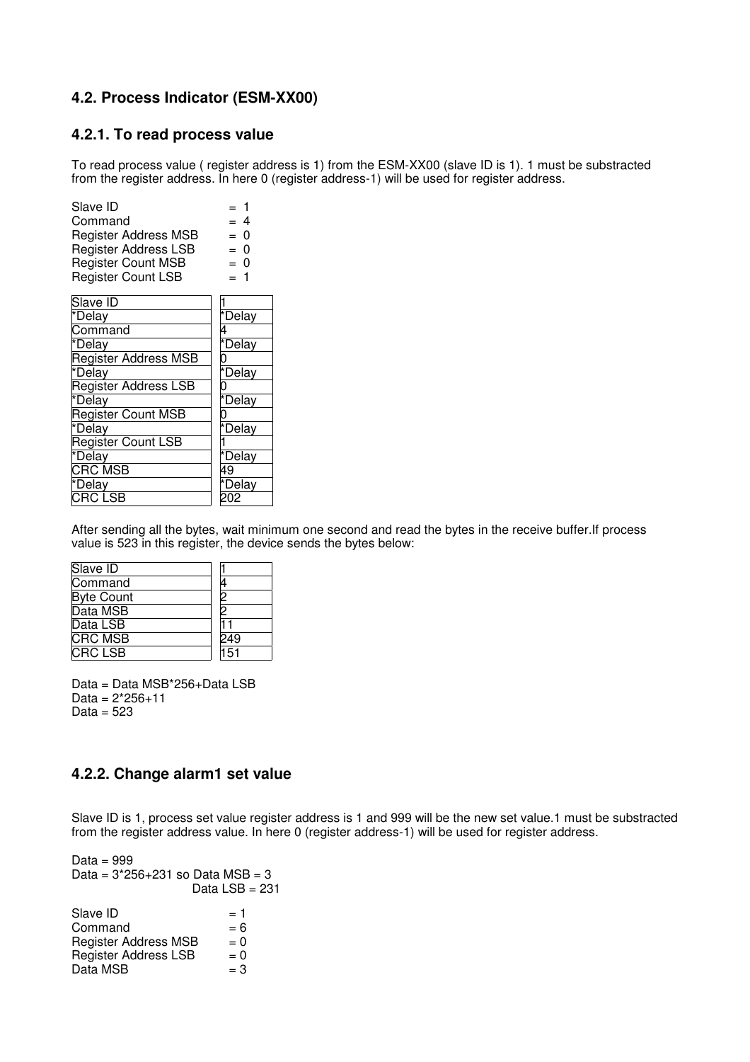### 4.2. Process Indicator (ESM-XX00)

#### 4.2.1. To read process value

To read process value ( register address is 1) from the ESM-XX00 (slave ID is 1). 1 must be substracted from the register address. In here 0 (register address-1) will be used for register address.

Slave ID = 1
Command = 4
Register Address MSB = 0
Register Address LSB = 0
Register Count MSB = 0
Register Count LSB = 1

| Slave ID | 1 |
|---|---|
| *Delay | *Delay |
| Command | 4 |
| *Delay | *Delay |
| Register Address MSB | 0 |
| *Delay | *Delay |
| Register Address LSB | 0 |
| *Delay | *Delay |
| Register Count MSB | 0 |
| *Delay | *Delay |
| Register Count LSB | 1 |
| *Delay | *Delay |
| CRC MSB | 49 |
| *Delay | *Delay |
| CRC LSB | 202 |

After sending all the bytes, wait minimum one second and read the bytes in the receive buffer.If process value is 523 in this register, the device sends the bytes below:

| Slave ID | 1 |
|---|---|
| Command | 4 |
| Byte Count | 2 |
| Data MSB | 2 |
| Data LSB | 11 |
| CRC MSB | 249 |
| CRC LSB | 151 |

Data = Data MSB*256+Data LSB
Data = 2*256+11
Data = 523

#### 4.2.2. Change alarm1 set value

Slave ID is 1, process set value register address is 1 and 999 will be the new set value.1 must be substracted from the register address value. In here 0 (register address-1) will be used for register address.

Data = 999
Data = 3*256+231 so Data MSB = 3
Data LSB = 231

Slave ID = 1
Command = 6
Register Address MSB = 0
Register Address LSB = 0
Data MSB = 3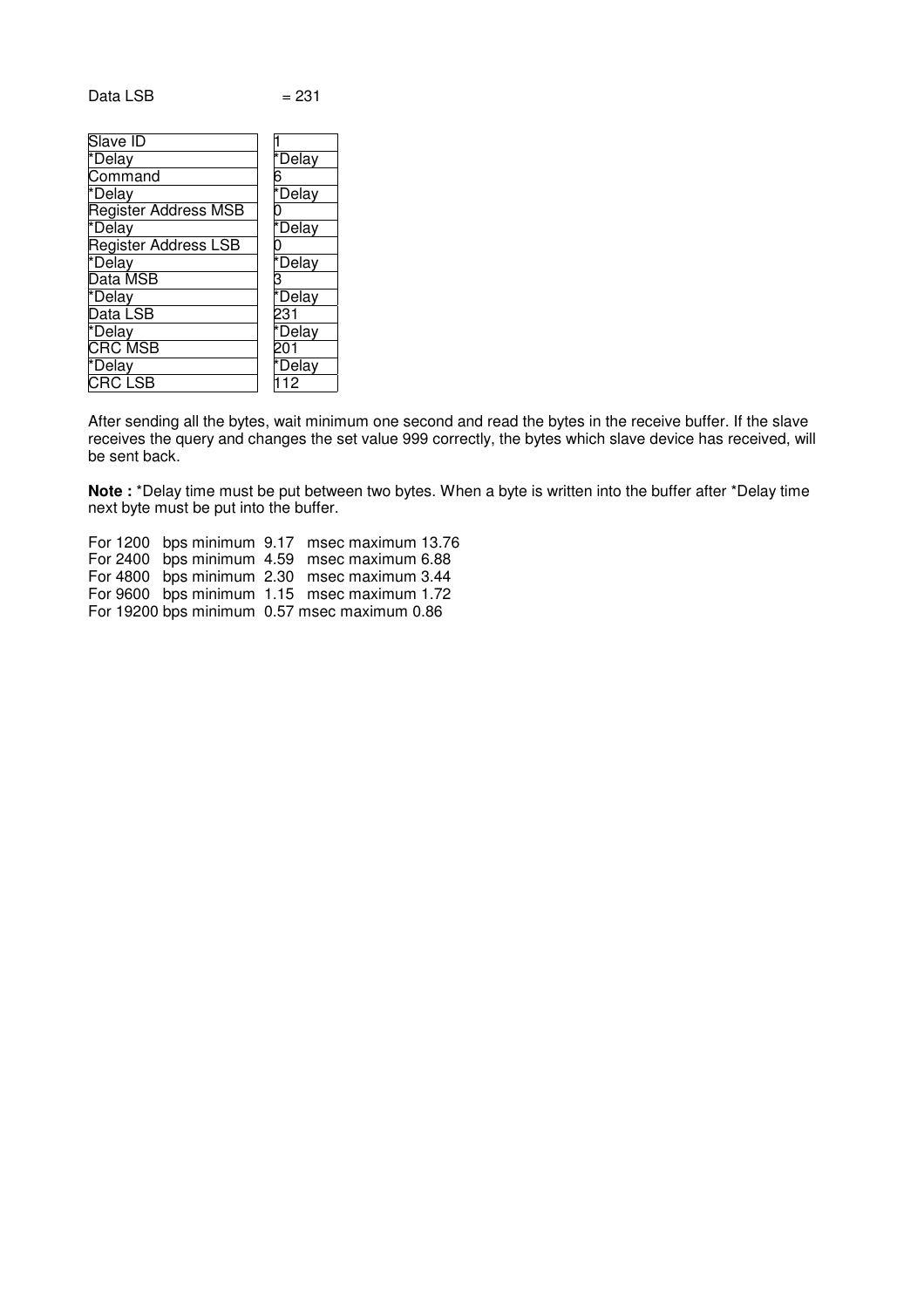Data LSB = 231

| Field | Value |
| --- | --- |
| Slave ID | 1 |
| *Delay | *Delay |
| Command | 6 |
| *Delay | *Delay |
| Register Address MSB | 0 |
| *Delay | *Delay |
| Register Address LSB | 0 |
| *Delay | *Delay |
| Data MSB | 3 |
| *Delay | *Delay |
| Data LSB | 231 |
| *Delay | *Delay |
| CRC MSB | 201 |
| *Delay | *Delay |
| CRC LSB | 112 |

After sending all the bytes, wait minimum one second and read the bytes in the receive buffer. If the slave receives the query and changes the set value 999 correctly, the bytes which slave device has received, will be sent back.

**Note :** *Delay time must be put between two bytes. When a byte is written into the buffer after *Delay time next byte must be put into the buffer.

For 1200 bps minimum 9.17 msec maximum 13.76
For 2400 bps minimum 4.59 msec maximum 6.88
For 4800 bps minimum 2.30 msec maximum 3.44
For 9600 bps minimum 1.15 msec maximum 1.72
For 19200 bps minimum 0.57 msec maximum 0.86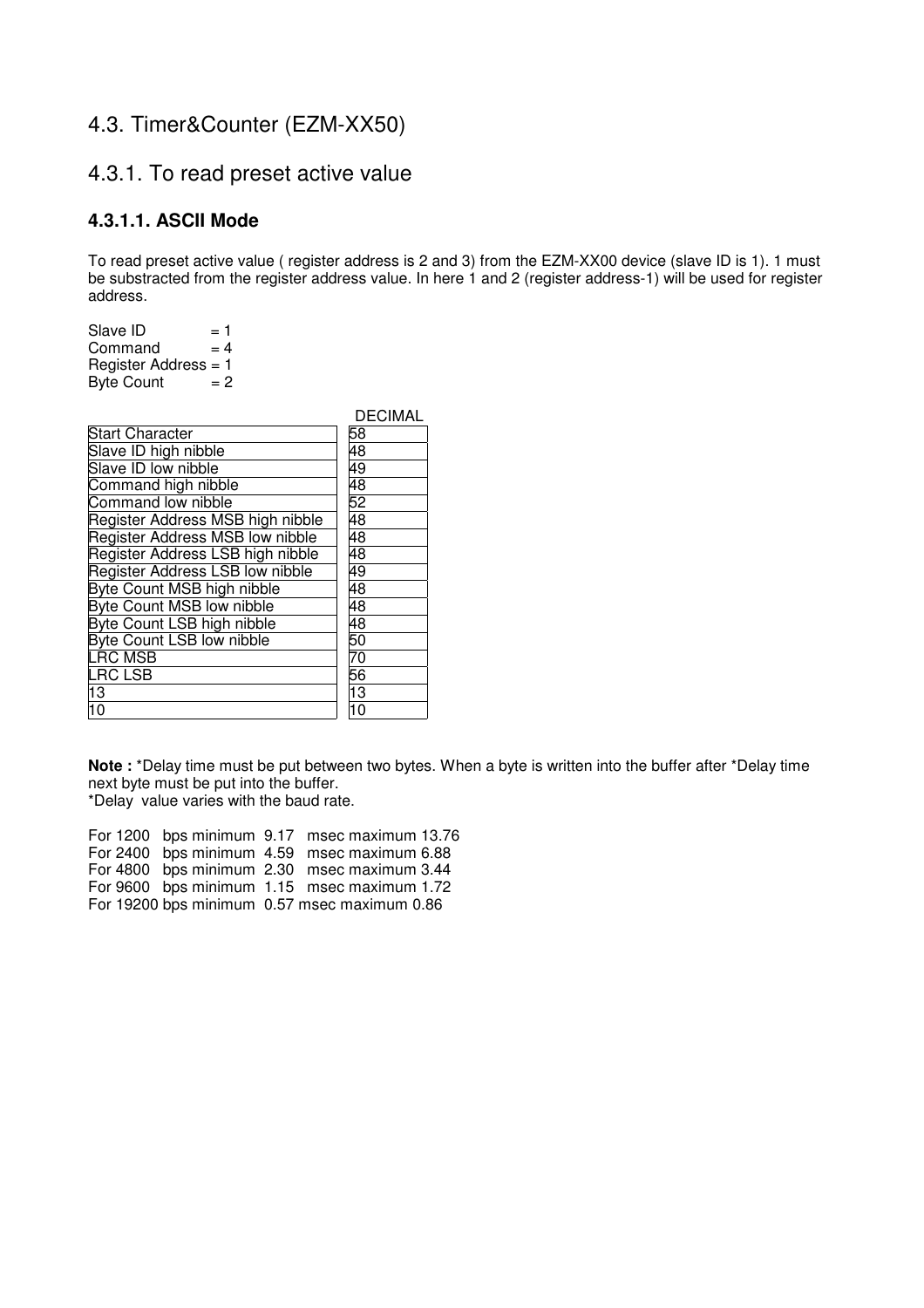## 4.3. Timer&Counter (EZM-XX50)

## 4.3.1. To read preset active value

### 4.3.1.1. ASCII Mode

To read preset active value ( register address is 2 and 3) from the EZM-XX00 device (slave ID is 1). 1 must be substracted from the register address value. In here 1 and 2 (register address-1) will be used for register address.

Slave ID = 1
Command = 4
Register Address = 1
Byte Count = 2

| | DECIMAL |
|---|---|
| Start Character | 58 |
| Slave ID high nibble | 48 |
| Slave ID low nibble | 49 |
| Command high nibble | 48 |
| Command low nibble | 52 |
| Register Address MSB high nibble | 48 |
| Register Address MSB low nibble | 48 |
| Register Address LSB high nibble | 48 |
| Register Address LSB low nibble | 49 |
| Byte Count MSB high nibble | 48 |
| Byte Count MSB low nibble | 48 |
| Byte Count LSB high nibble | 48 |
| Byte Count LSB low nibble | 50 |
| LRC MSB | 70 |
| LRC LSB | 56 |
| 13 | 13 |
| 10 | 10 |

**Note :** *Delay time must be put between two bytes. When a byte is written into the buffer after *Delay time next byte must be put into the buffer.
*Delay value varies with the baud rate.

For 1200 bps minimum 9.17 msec maximum 13.76
For 2400 bps minimum 4.59 msec maximum 6.88
For 4800 bps minimum 2.30 msec maximum 3.44
For 9600 bps minimum 1.15 msec maximum 1.72
For 19200 bps minimum 0.57 msec maximum 0.86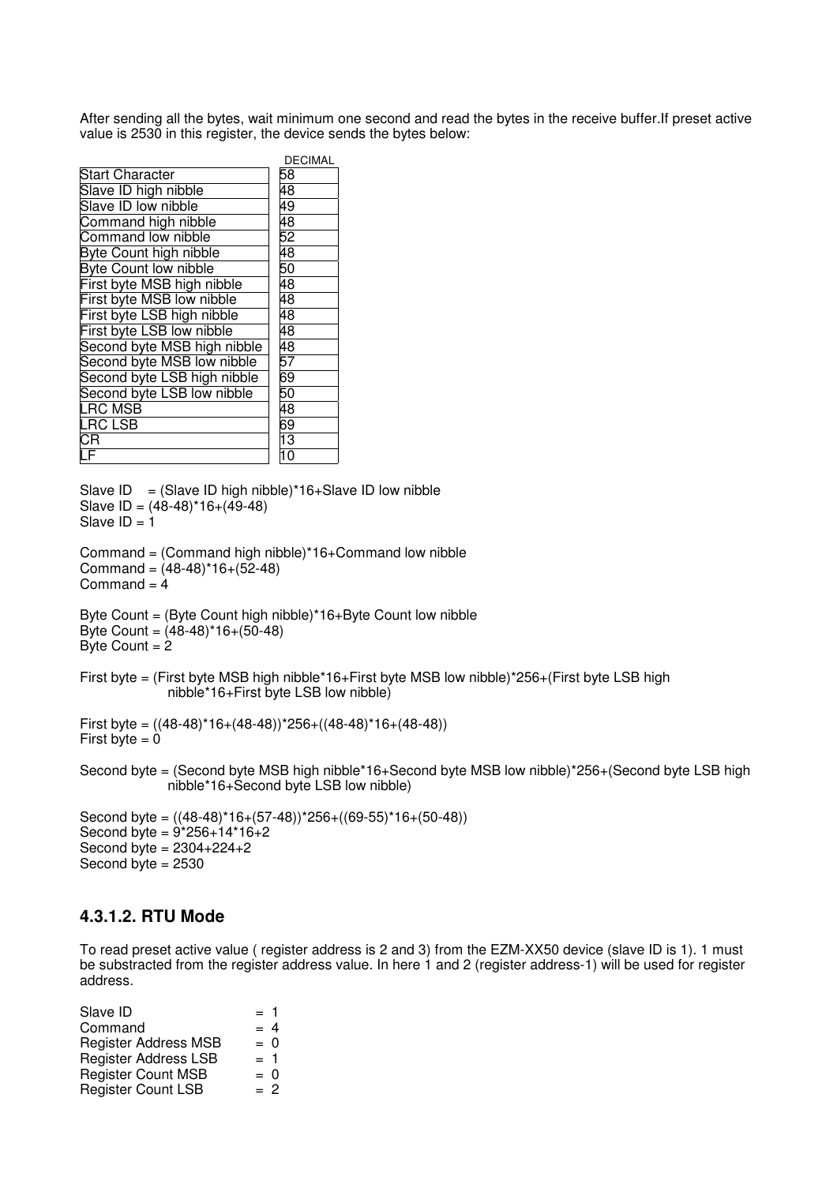After sending all the bytes, wait minimum one second and read the bytes in the receive buffer.If preset active value is 2530 in this register, the device sends the bytes below:

| | DECIMAL |
|---|---|
| Start Character | 58 |
| Slave ID high nibble | 48 |
| Slave ID low nibble | 49 |
| Command high nibble | 48 |
| Command low nibble | 52 |
| Byte Count high nibble | 48 |
| Byte Count low nibble | 50 |
| First byte MSB high nibble | 48 |
| First byte MSB low nibble | 48 |
| First byte LSB high nibble | 48 |
| First byte LSB low nibble | 48 |
| Second byte MSB high nibble | 48 |
| Second byte MSB low nibble | 57 |
| Second byte LSB high nibble | 69 |
| Second byte LSB low nibble | 50 |
| LRC MSB | 48 |
| LRC LSB | 69 |
| CR | 13 |
| LF | 10 |

Slave ID = (Slave ID high nibble)*16+Slave ID low nibble
Slave ID = (48-48)*16+(49-48)
Slave ID = 1

Command = (Command high nibble)*16+Command low nibble
Command = (48-48)*16+(52-48)
Command = 4

Byte Count = (Byte Count high nibble)*16+Byte Count low nibble
Byte Count = (48-48)*16+(50-48)
Byte Count = 2

First byte = (First byte MSB high nibble*16+First byte MSB low nibble)*256+(First byte LSB high nibble*16+First byte LSB low nibble)

First byte = ((48-48)*16+(48-48))*256+((48-48)*16+(48-48))
First byte = 0

Second byte = (Second byte MSB high nibble*16+Second byte MSB low nibble)*256+(Second byte LSB high nibble*16+Second byte LSB low nibble)

Second byte = ((48-48)*16+(57-48))*256+((69-55)*16+(50-48))
Second byte = 9*256+14*16+2
Second byte = 2304+224+2
Second byte = 2530

### 4.3.1.2. RTU Mode

To read preset active value ( register address is 2 and 3) from the EZM-XX50 device (slave ID is 1). 1 must be substracted from the register address value. In here 1 and 2 (register address-1) will be used for register address.

Slave ID = 1
Command = 4
Register Address MSB = 0
Register Address LSB = 1
Register Count MSB = 0
Register Count LSB = 2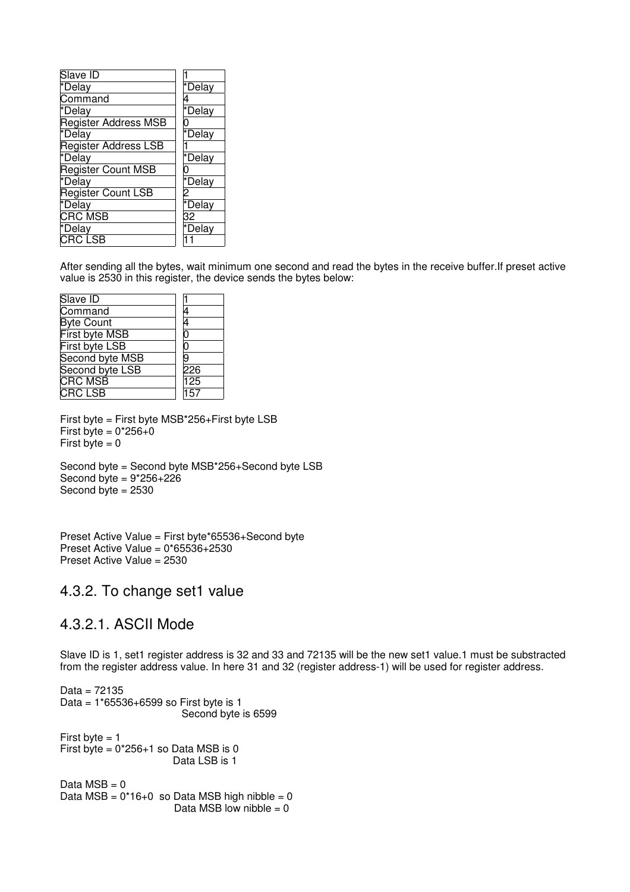| Slave ID | 1 |
| --- | --- |
| *Delay | *Delay |
| Command | 4 |
| *Delay | *Delay |
| Register Address MSB | 0 |
| *Delay | *Delay |
| Register Address LSB | 1 |
| *Delay | *Delay |
| Register Count MSB | 0 |
| *Delay | *Delay |
| Register Count LSB | 2 |
| *Delay | *Delay |
| CRC MSB | 32 |
| *Delay | *Delay |
| CRC LSB | 11 |

After sending all the bytes, wait minimum one second and read the bytes in the receive buffer.If preset active value is 2530 in this register, the device sends the bytes below:

| Slave ID | 1 |
| --- | --- |
| Command | 4 |
| Byte Count | 4 |
| First byte MSB | 0 |
| First byte LSB | 0 |
| Second byte MSB | 9 |
| Second byte LSB | 226 |
| CRC MSB | 125 |
| CRC LSB | 157 |

First byte = First byte MSB*256+First byte LSB
First byte = 0*256+0
First byte = 0

Second byte = Second byte MSB*256+Second byte LSB
Second byte = 9*256+226
Second byte = 2530

Preset Active Value = First byte*65536+Second byte
Preset Active Value = 0*65536+2530
Preset Active Value = 2530

## 4.3.2. To change set1 value

### 4.3.2.1. ASCII Mode

Slave ID is 1, set1 register address is 32 and 33 and 72135 will be the new set1 value.1 must be substracted from the register address value. In here 31 and 32 (register address-1) will be used for register address.

Data = 72135
Data = 1*65536+6599 so First byte is 1
Second byte is 6599

First byte = 1
First byte = 0*256+1 so Data MSB is 0
Data LSB is 1

Data MSB = 0
Data MSB = 0*16+0 so Data MSB high nibble = 0
Data MSB low nibble = 0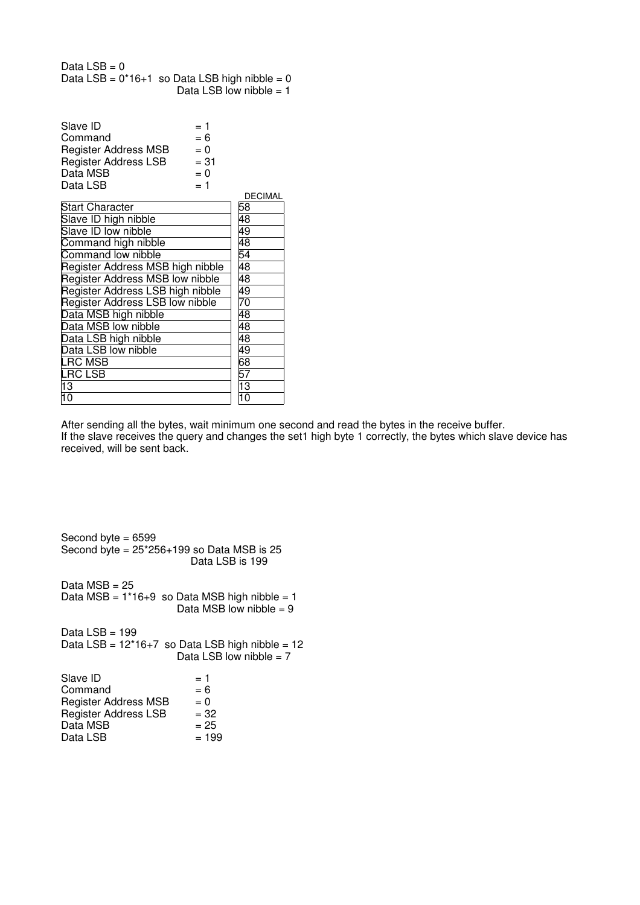Data LSB = 0
Data LSB = 0*16+1  so Data LSB high nibble = 0
Data LSB low nibble = 1

Slave ID = 1
Command = 6
Register Address MSB = 0
Register Address LSB = 31
Data MSB = 0
Data LSB = 1

| | DECIMAL |
|---|---|
| Start Character | 58 |
| Slave ID high nibble | 48 |
| Slave ID low nibble | 49 |
| Command high nibble | 48 |
| Command low nibble | 54 |
| Register Address MSB high nibble | 48 |
| Register Address MSB low nibble | 48 |
| Register Address LSB high nibble | 49 |
| Register Address LSB low nibble | 70 |
| Data MSB high nibble | 48 |
| Data MSB low nibble | 48 |
| Data LSB high nibble | 48 |
| Data LSB low nibble | 49 |
| LRC MSB | 68 |
| LRC LSB | 57 |
| 13 | 13 |
| 10 | 10 |

After sending all the bytes, wait minimum one second and read the bytes in the receive buffer.
If the slave receives the query and changes the set1 high byte 1 correctly, the bytes which slave device has received, will be sent back.

Second byte = 6599
Second byte = 25*256+199 so Data MSB is 25
Data LSB is 199

Data MSB = 25
Data MSB = 1*16+9  so Data MSB high nibble = 1
Data MSB low nibble = 9

Data LSB = 199
Data LSB = 12*16+7  so Data LSB high nibble = 12
Data LSB low nibble = 7

Slave ID = 1
Command = 6
Register Address MSB = 0
Register Address LSB = 32
Data MSB = 25
Data LSB = 199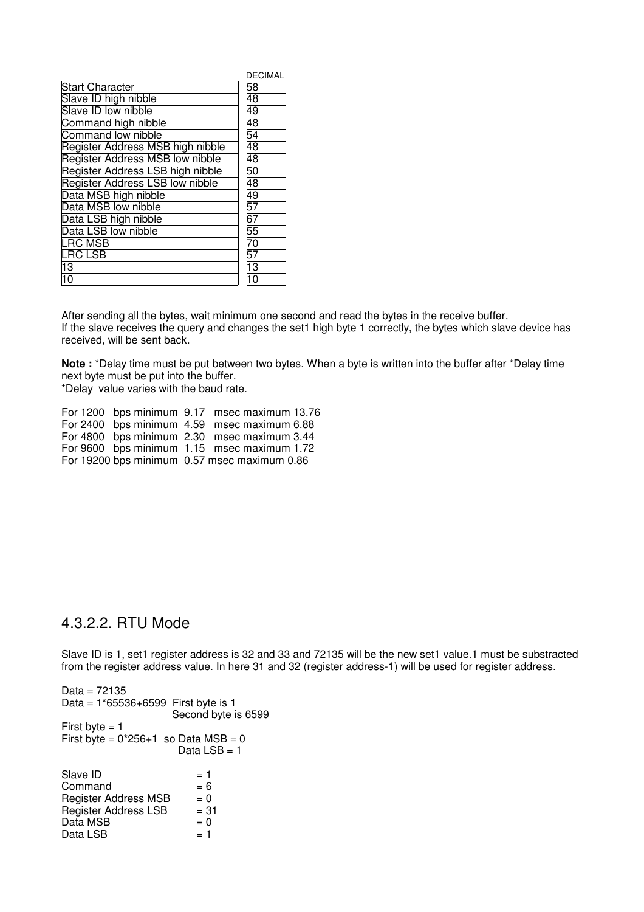| | DECIMAL |
|---|---|
| Start Character | 58 |
| Slave ID high nibble | 48 |
| Slave ID low nibble | 49 |
| Command high nibble | 48 |
| Command low nibble | 54 |
| Register Address MSB high nibble | 48 |
| Register Address MSB low nibble | 48 |
| Register Address LSB high nibble | 50 |
| Register Address LSB low nibble | 48 |
| Data MSB high nibble | 49 |
| Data MSB low nibble | 57 |
| Data LSB high nibble | 67 |
| Data LSB low nibble | 55 |
| LRC MSB | 70 |
| LRC LSB | 57 |
| 13 | 13 |
| 10 | 10 |

After sending all the bytes, wait minimum one second and read the bytes in the receive buffer.
If the slave receives the query and changes the set1 high byte 1 correctly, the bytes which slave device has received, will be sent back.

**Note :** *Delay time must be put between two bytes. When a byte is written into the buffer after *Delay time next byte must be put into the buffer.
*Delay value varies with the baud rate.

For 1200 bps minimum 9.17 msec maximum 13.76
For 2400 bps minimum 4.59 msec maximum 6.88
For 4800 bps minimum 2.30 msec maximum 3.44
For 9600 bps minimum 1.15 msec maximum 1.72
For 19200 bps minimum 0.57 msec maximum 0.86

## 4.3.2.2. RTU Mode

Slave ID is 1, set1 register address is 32 and 33 and 72135 will be the new set1 value.1 must be substracted from the register address value. In here 31 and 32 (register address-1) will be used for register address.

Data = 72135
Data = 1*65536+6599 First byte is 1
Second byte is 6599
First byte = 1
First byte = 0*256+1 so Data MSB = 0
Data LSB = 1

Slave ID = 1
Command = 6
Register Address MSB = 0
Register Address LSB = 31
Data MSB = 0
Data LSB = 1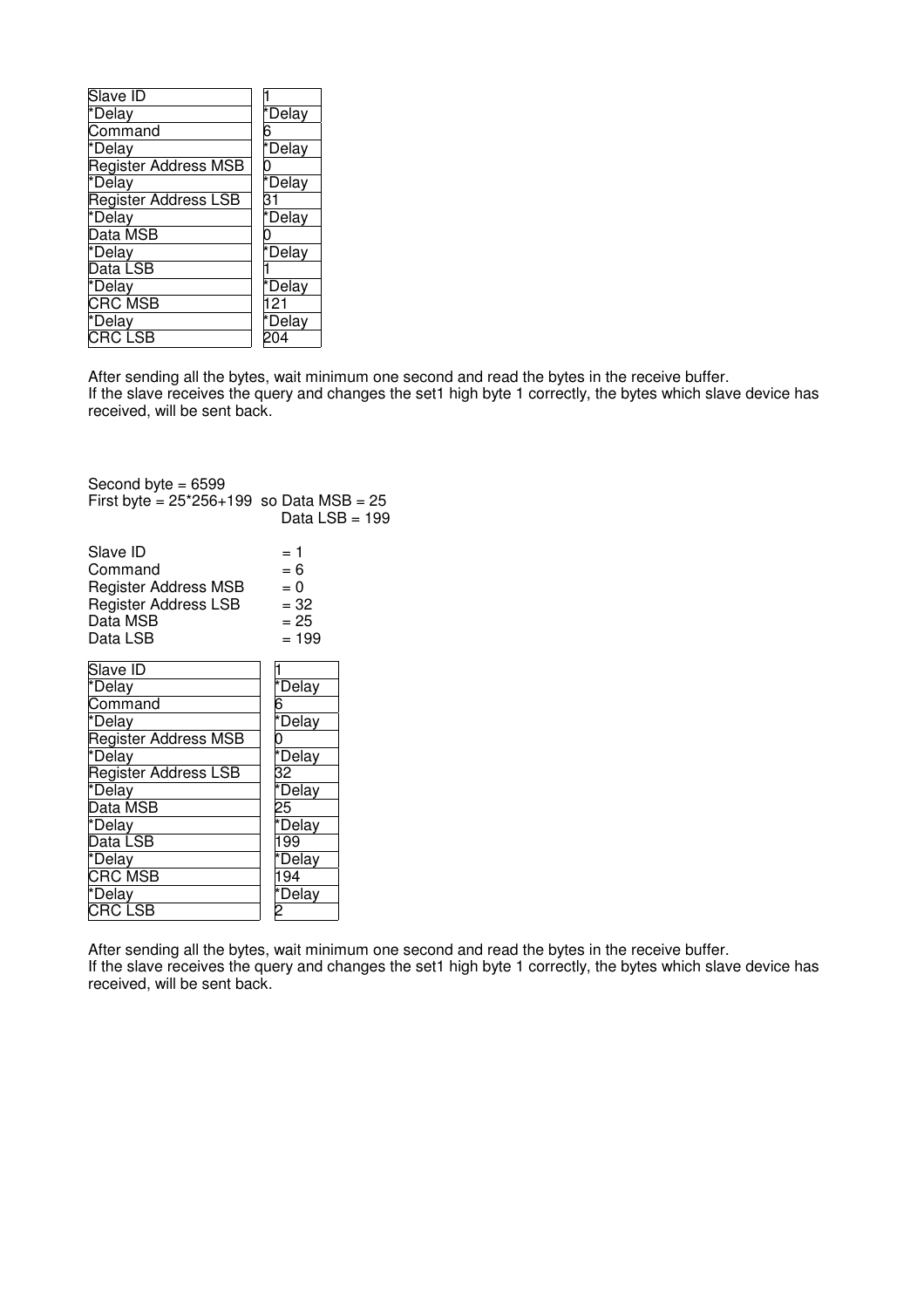| Slave ID | 1 |
|---|---|
| *Delay | *Delay |
| Command | 6 |
| *Delay | *Delay |
| Register Address MSB | 0 |
| *Delay | *Delay |
| Register Address LSB | 31 |
| *Delay | *Delay |
| Data MSB | 0 |
| *Delay | *Delay |
| Data LSB | 1 |
| *Delay | *Delay |
| CRC MSB | 121 |
| *Delay | *Delay |
| CRC LSB | 204 |

After sending all the bytes, wait minimum one second and read the bytes in the receive buffer.
If the slave receives the query and changes the set1 high byte 1 correctly, the bytes which slave device has received, will be sent back.

Second byte = 6599
First byte = 25*256+199 so Data MSB = 25
Data LSB = 199

Slave ID = 1
Command = 6
Register Address MSB = 0
Register Address LSB = 32
Data MSB = 25
Data LSB = 199

| Slave ID | 1 |
|---|---|
| *Delay | *Delay |
| Command | 6 |
| *Delay | *Delay |
| Register Address MSB | 0 |
| *Delay | *Delay |
| Register Address LSB | 32 |
| *Delay | *Delay |
| Data MSB | 25 |
| *Delay | *Delay |
| Data LSB | 199 |
| *Delay | *Delay |
| CRC MSB | 194 |
| *Delay | *Delay |
| CRC LSB | 2 |

After sending all the bytes, wait minimum one second and read the bytes in the receive buffer.
If the slave receives the query and changes the set1 high byte 1 correctly, the bytes which slave device has received, will be sent back.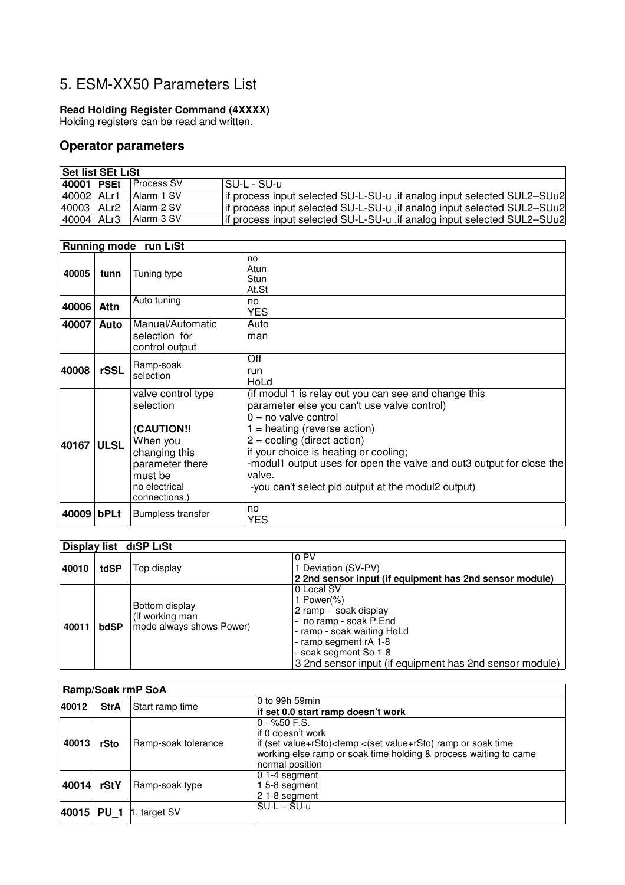# 5. ESM-XX50 Parameters List

**Read Holding Register Command (4XXXX)**
Holding registers can be read and written.

## Operator parameters

| Set list SEt LıSt | | | |
|---|---|---|---|
| **40001** | **PSEt** | Process SV | SU-L - SU-u |
| 40002 | ALr1 | Alarm-1 SV | if process input selected SU-L-SU-u ,if analog input selected SUL2–SUu2 |
| 40003 | ALr2 | Alarm-2 SV | if process input selected SU-L-SU-u ,if analog input selected SUL2–SUu2 |
| 40004 | ALr3 | Alarm-3 SV | if process input selected SU-L-SU-u ,if analog input selected SUL2–SUu2 |

| Running mode run LıSt | | | |
|---|---|---|---|
| **40005** | **tunn** | Tuning type | no<br>Atun<br>Stun<br>At.St |
| **40006** | **Attn** | Auto tuning | no<br>YES |
| **40007** | **Auto** | Manual/Automatic selection for control output | Auto<br>man |
| **40008** | **rSSL** | Ramp-soak selection | Off<br>run<br>HoLd |
| **40167** | **ULSL** | valve control type selection<br><br>(**CAUTION!!** When you changing this parameter there must be no electrical connections.) | (if modul 1 is relay out you can see and change this parameter else you can't use valve control)<br>0 = no valve control<br>1 = heating (reverse action)<br>2 = cooling (direct action)<br>if your choice is heating or cooling;<br>-modul1 output uses for open the valve and out3 output for close the valve.<br>-you can't select pid output at the modul2 output) |
| **40009** | **bPLt** | Bumpless transfer | no<br>YES |

| Display list dıSP LıSt | | | |
|---|---|---|---|
| **40010** | **tdSP** | Top display | 0 PV<br>1 Deviation (SV-PV)<br>**2 2nd sensor input (if equipment has 2nd sensor module)** |
| **40011** | **bdSP** | Bottom display (if working man mode always shows Power) | 0 Local SV<br>1 Power(%)<br>2 ramp - soak display<br>- no ramp - soak P.End<br>- ramp - soak waiting HoLd<br>- ramp segment rA 1-8<br>- soak segment So 1-8<br>3 2nd sensor input (if equipment has 2nd sensor module) |

| Ramp/Soak rmP SoA | | | |
|---|---|---|---|
| **40012** | **StrA** | Start ramp time | 0 to 99h 59min<br>**if set 0.0 start ramp doesn't work** |
| **40013** | **rSto** | Ramp-soak tolerance | 0 - %50 F.S.<br>if 0 doesn't work<br>if (set value+rSto)<temp <(set value+rSto) ramp or soak time working else ramp or soak time holding & process waiting to came normal position |
| **40014** | **rStY** | Ramp-soak type | 0 1-4 segment<br>1 5-8 segment<br>2 1-8 segment |
| **40015** | **PU_1** | 1. target SV | SU-L – SU-u |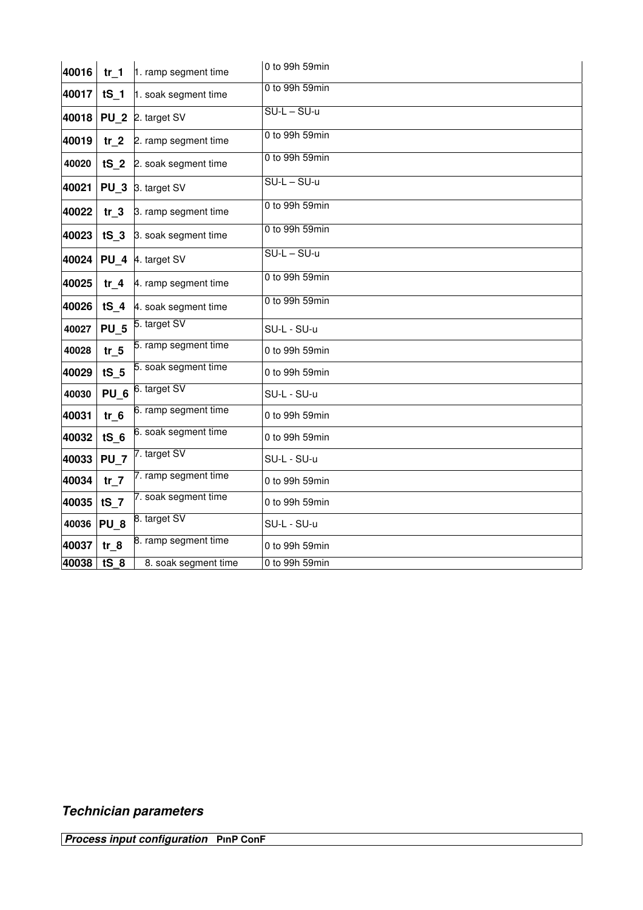| 40016 | tr_1 | 1. ramp segment time | 0 to 99h 59min |
|---|---|---|---|
| 40017 | tS_1 | 1. soak segment time | 0 to 99h 59min |
| 40018 | PU_2 | 2. target SV | SU-L – SU-u |
| 40019 | tr_2 | 2. ramp segment time | 0 to 99h 59min |
| 40020 | tS_2 | 2. soak segment time | 0 to 99h 59min |
| 40021 | PU_3 | 3. target SV | SU-L – SU-u |
| 40022 | tr_3 | 3. ramp segment time | 0 to 99h 59min |
| 40023 | tS_3 | 3. soak segment time | 0 to 99h 59min |
| 40024 | PU_4 | 4. target SV | SU-L – SU-u |
| 40025 | tr_4 | 4. ramp segment time | 0 to 99h 59min |
| 40026 | tS_4 | 4. soak segment time | 0 to 99h 59min |
| 40027 | PU_5 | 5. target SV | SU-L - SU-u |
| 40028 | tr_5 | 5. ramp segment time | 0 to 99h 59min |
| 40029 | tS_5 | 5. soak segment time | 0 to 99h 59min |
| 40030 | PU_6 | 6. target SV | SU-L - SU-u |
| 40031 | tr_6 | 6. ramp segment time | 0 to 99h 59min |
| 40032 | tS_6 | 6. soak segment time | 0 to 99h 59min |
| 40033 | PU_7 | 7. target SV | SU-L - SU-u |
| 40034 | tr_7 | 7. ramp segment time | 0 to 99h 59min |
| 40035 | tS_7 | 7. soak segment time | 0 to 99h 59min |
| 40036 | PU_8 | 8. target SV | SU-L - SU-u |
| 40037 | tr_8 | 8. ramp segment time | 0 to 99h 59min |
| 40038 | tS_8 | 8. soak segment time | 0 to 99h 59min |

## *Technician parameters*

***Process input configuration*** **PınP ConF**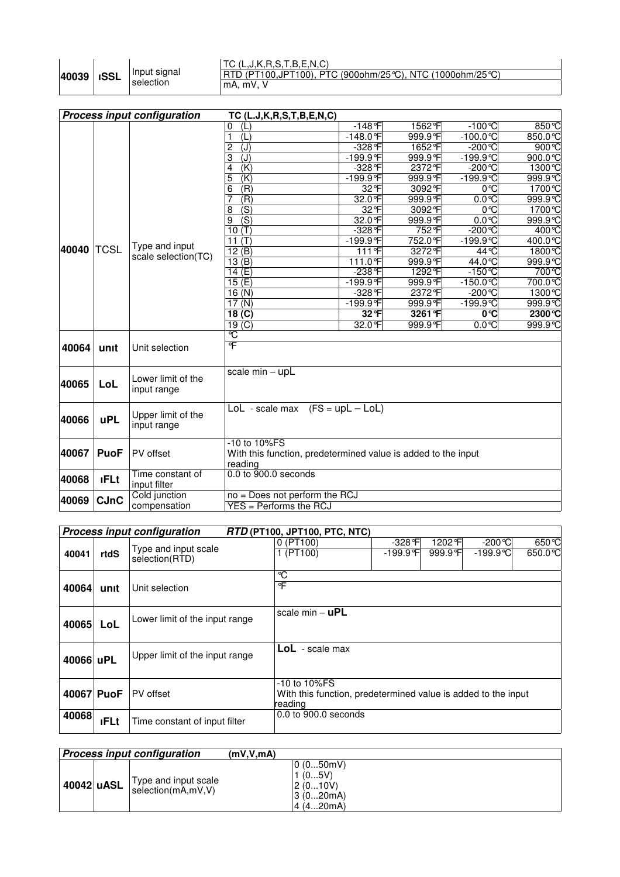| 40039 | ıSSL | Input signal selection | TC (L,J,K,R,S,T,B,E,N,C) |
|---|---|---|---|
| | | | RTD (PT100,JPT100), PTC (900ohm/25℃), NTC (1000ohm/25℃) |
| | | | mA, mV, V |

| ***Process input configuration*** | | | **TC (L.J,K,R,S,T,B,E,N,C)** | | | | |
|---|---|---|---|---|---|---|---|
| 40040 | TCSL | Type and input scale selection(TC) | 0 (L) | -148℉ | 1562℉ | -100℃ | 850℃ |
| | | | 1 (L) | -148.0℉ | 999.9℉ | -100.0℃ | 850.0℃ |
| | | | 2 (J) | -328℉ | 1652℉ | -200℃ | 900℃ |
| | | | 3 (J) | -199.9℉ | 999.9℉ | -199.9℃ | 900.0℃ |
| | | | 4 (K) | -328℉ | 2372℉ | -200℃ | 1300℃ |
| | | | 5 (K) | -199.9℉ | 999.9℉ | -199.9℃ | 999.9℃ |
| | | | 6 (R) | 32℉ | 3092℉ | 0℃ | 1700℃ |
| | | | 7 (R) | 32.0℉ | 999.9℉ | 0.0℃ | 999.9℃ |
| | | | 8 (S) | 32℉ | 3092℉ | 0℃ | 1700℃ |
| | | | 9 (S) | 32.0℉ | 999.9℉ | 0.0℃ | 999.9℃ |
| | | | 10 (T) | -328℉ | 752℉ | -200℃ | 400℃ |
| | | | 11 (T) | -199.9℉ | 752.0℉ | -199.9℃ | 400.0℃ |
| | | | 12 (B) | 111℉ | 3272℉ | 44℃ | 1800℃ |
| | | | 13 (B) | 111.0℉ | 999.9℉ | 44.0℃ | 999.9℃ |
| | | | 14 (E) | -238℉ | 1292℉ | -150℃ | 700℃ |
| | | | 15 (E) | -199.9℉ | 999.9℉ | -150.0℃ | 700.0℃ |
| | | | 16 (N) | -328℉ | 2372℉ | -200℃ | 1300℃ |
| | | | 17 (N) | -199.9℉ | 999.9℉ | -199.9℃ | 999.9℃ |
| | | | **18 (C)** | **32℉** | **3261℉** | **0℃** | **2300℃** |
| | | | 19 (C) | 32.0℉ | 999.9℉ | 0.0℃ | 999.9℃ |
| 40064 | unıt | Unit selection | ℃ | | | | |
| | | | ℉ | | | | |
| 40065 | LoL | Lower limit of the input range | scale min – upL | | | | |
| 40066 | uPL | Upper limit of the input range | LoL - scale max (FS = upL – LoL) | | | | |
| 40067 | PuoF | PV offset | -10 to 10%FS<br>With this function, predetermined value is added to the input reading | | | | |
| 40068 | ıFLt | Time constant of input filter | 0.0 to 900.0 seconds | | | | |
| 40069 | CJnC | Cold junction compensation | no = Does not perform the RCJ | | | | |
| | | | YES = Performs the RCJ | | | | |

| ***Process input configuration*** | | | ***RTD*** **(PT100, JPT100, PTC, NTC)** | | | | |
|---|---|---|---|---|---|---|---|
| 40041 | rtdS | Type and input scale selection(RTD) | 0 (PT100) | -328℉ | 1202℉ | -200℃ | 650℃ |
| | | | 1 (PT100) | -199.9℉ | 999.9℉ | -199.9℃ | 650.0℃ |
| 40064 | unıt | Unit selection | ℃ | | | | |
| | | | ℉ | | | | |
| 40065 | LoL | Lower limit of the input range | scale min – **uPL** | | | | |
| 40066 | uPL | Upper limit of the input range | **LoL** - scale max | | | | |
| 40067 | PuoF | PV offset | -10 to 10%FS<br>With this function, predetermined value is added to the input reading | | | | |
| 40068 | ıFLt | Time constant of input filter | 0.0 to 900.0 seconds | | | | |

| ***Process input configuration*** | | | **(mV,V,mA)** |
|---|---|---|---|
| 40042 | uASL | Type and input scale selection(mA,mV,V) | 0 (0...50mV)<br>1 (0...5V)<br>2 (0...10V)<br>3 (0...20mA)<br>4 (4...20mA) |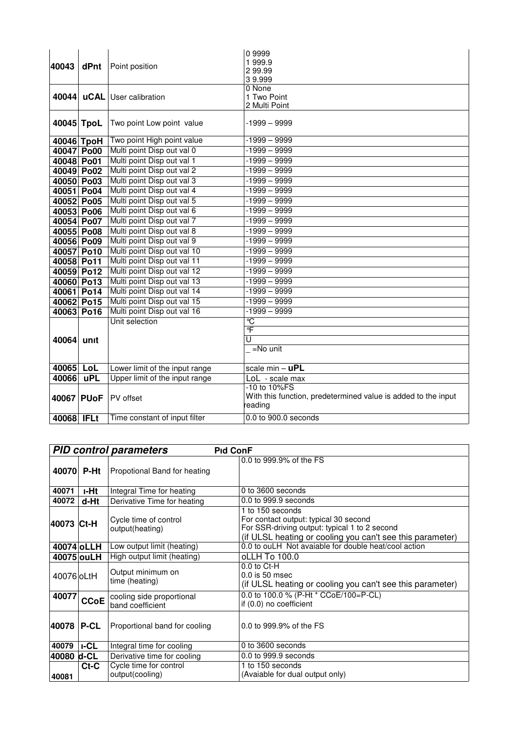| | | | |
|---|---|---|---|
| **40043** | **dPnt** | Point position | 0 9999<br>1 999.9<br>2 99.99<br>3 9.999 |
| **40044** | **uCAL** | User calibration | 0 None<br>1 Two Point<br>2 Multi Point |
| **40045** | **TpoL** | Two point Low point value | -1999 – 9999 |
| **40046** | **TpoH** | Two point High point value | -1999 – 9999 |
| **40047** | **Po00** | Multi point Disp out val 0 | -1999 – 9999 |
| **40048** | **Po01** | Multi point Disp out val 1 | -1999 – 9999 |
| **40049** | **Po02** | Multi point Disp out val 2 | -1999 – 9999 |
| **40050** | **Po03** | Multi point Disp out val 3 | -1999 – 9999 |
| **40051** | **Po04** | Multi point Disp out val 4 | -1999 – 9999 |
| **40052** | **Po05** | Multi point Disp out val 5 | -1999 – 9999 |
| **40053** | **Po06** | Multi point Disp out val 6 | -1999 – 9999 |
| **40054** | **Po07** | Multi point Disp out val 7 | -1999 – 9999 |
| **40055** | **Po08** | Multi point Disp out val 8 | -1999 – 9999 |
| **40056** | **Po09** | Multi point Disp out val 9 | -1999 – 9999 |
| **40057** | **Po10** | Multi point Disp out val 10 | -1999 – 9999 |
| **40058** | **Po11** | Multi point Disp out val 11 | -1999 – 9999 |
| **40059** | **Po12** | Multi point Disp out val 12 | -1999 – 9999 |
| **40060** | **Po13** | Multi point Disp out val 13 | -1999 – 9999 |
| **40061** | **Po14** | Multi point Disp out val 14 | -1999 – 9999 |
| **40062** | **Po15** | Multi point Disp out val 15 | -1999 – 9999 |
| **40063** | **Po16** | Multi point Disp out val 16 | -1999 – 9999 |
| **40064** | **unıt** | Unit selection | °C<br>°F<br>U<br>_ =No unit |
| **40065** | **LoL** | Lower limit of the input range | scale min – **uPL** |
| **40066** | **uPL** | Upper limit of the input range | LoL - scale max |
| **40067** | **PUoF** | PV offset | -10 to 10%FS<br>With this function, predetermined value is added to the input reading |
| **40068** | **IFLt** | Time constant of input filter | 0.0 to 900.0 seconds |

| ***PID control parameters*** | | **Pıd ConF** | |
|---|---|---|---|
| **40070** | **P-Ht** | Propotional Band for heating | 0.0 to 999.9% of the FS |
| **40071** | **ı-Ht** | Integral Time for heating | 0 to 3600 seconds |
| **40072** | **d-Ht** | Derivative Time for heating | 0.0 to 999.9 seconds |
| **40073** | **Ct-H** | Cycle time of control output(heating) | 1 to 150 seconds<br>For contact output: typical 30 second<br>For SSR-driving output: typical 1 to 2 second<br>(if ULSL heating or cooling you can't see this parameter) |
| **40074** | **oLLH** | Low output limit (heating) | 0.0 to ouLH Not avaiable for double heat/cool action |
| **40075** | **ouLH** | High output limit (heating) | oLLH To 100.0 |
| 40076 | oLtH | Output minimum on time (heating) | 0.0 to Ct-H<br>0.0 is 50 msec<br>(if ULSL heating or cooling you can't see this parameter) |
| **40077** | **CCoE** | cooling side proportional band coefficient | 0.0 to 100.0 % (P-Ht * CCoE/100=P-CL)<br>if (0.0) no coefficient |
| **40078** | **P-CL** | Proportional band for cooling | 0.0 to 999.9% of the FS |
| **40079** | **ı-CL** | Integral time for cooling | 0 to 3600 seconds |
| **40080** | **d-CL** | Derivative time for cooling | 0.0 to 999.9 seconds |
| **40081** | **Ct-C** | Cycle time for control output(cooling) | 1 to 150 seconds<br>(Avaiable for dual output only) |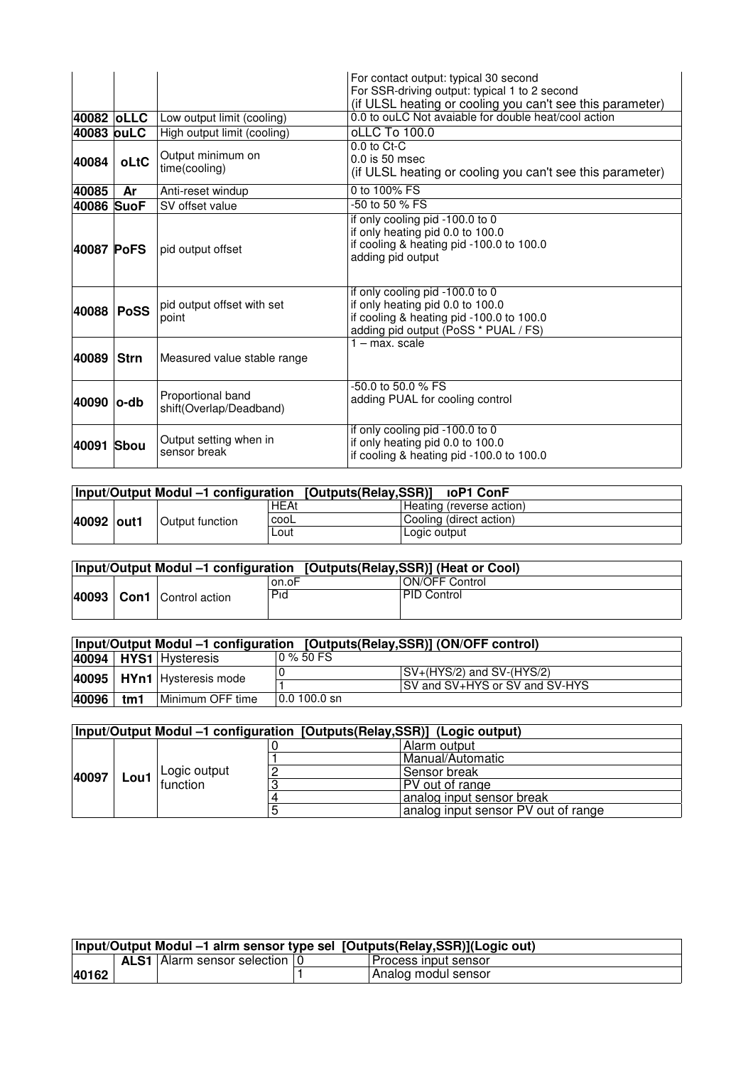|  |  |  | For contact output: typical 30 second<br>For SSR-driving output: typical 1 to 2 second<br>(if ULSL heating or cooling you can't see this parameter) |
|---|---|---|---|
| **40082** | **oLLC** | Low output limit (cooling) | 0.0 to ouLC Not avaiable for double heat/cool action |
| **40083** | **ouLC** | High output limit (cooling) | oLLC To 100.0 |
| **40084** | **oLtC** | Output minimum on time(cooling) | 0.0 to Ct-C<br>0.0 is 50 msec<br>(if ULSL heating or cooling you can't see this parameter) |
| **40085** | **Ar** | Anti-reset windup | 0 to 100% FS |
| **40086** | **SuoF** | SV offset value | -50 to 50 % FS |
| **40087** | **PoFS** | pid output offset | if only cooling pid -100.0 to 0<br>if only heating pid 0.0 to 100.0<br>if cooling & heating pid -100.0 to 100.0<br>adding pid output |
| **40088** | **PoSS** | pid output offset with set point | if only cooling pid -100.0 to 0<br>if only heating pid 0.0 to 100.0<br>if cooling & heating pid -100.0 to 100.0<br>adding pid output (PoSS * PUAL / FS) |
| **40089** | **Strn** | Measured value stable range | 1 – max. scale |
| **40090** | **o-db** | Proportional band shift(Overlap/Deadband) | -50.0 to 50.0 % FS<br>adding PUAL for cooling control |
| **40091** | **Sbou** | Output setting when in sensor break | if only cooling pid -100.0 to 0<br>if only heating pid 0.0 to 100.0<br>if cooling & heating pid -100.0 to 100.0 |

| **Input/Output Modul –1 configuration [Outputs(Relay,SSR)] ıoP1 ConF** | | | | |
|---|---|---|---|---|
| **40092** | **out1** | Output function | HEAt | Heating (reverse action) |
| | | | cooL | Cooling (direct action) |
| | | | Lout | Logic output |

| **Input/Output Modul –1 configuration [Outputs(Relay,SSR)] (Heat or Cool)** | | | | |
|---|---|---|---|---|
| **40093** | **Con1** | Control action | on.oF | ON/OFF Control |
| | | | Pıd | PID Control |

| **Input/Output Modul –1 configuration [Outputs(Relay,SSR)] (ON/OFF control)** | | | | |
|---|---|---|---|---|
| **40094** | **HYS1** | Hysteresis | 0 % 50 FS | |
| **40095** | **HYn1** | Hysteresis mode | 0 | SV+(HYS/2) and SV-(HYS/2) |
| | | | 1 | SV and SV+HYS or SV and SV-HYS |
| **40096** | **tm1** | Minimum OFF time | 0.0 100.0 sn | |

| **Input/Output Modul –1 configuration [Outputs(Relay,SSR)] (Logic output)** | | | | |
|---|---|---|---|---|
| **40097** | **Lou1** | Logic output function | 0 | Alarm output |
| | | | 1 | Manual/Automatic |
| | | | 2 | Sensor break |
| | | | 3 | PV out of range |
| | | | 4 | analog input sensor break |
| | | | 5 | analog input sensor PV out of range |

| **Input/Output Modul –1 alrm sensor type sel [Outputs(Relay,SSR)](Logic out)** | | | | |
|---|---|---|---|---|
| **40162** | **ALS1** | Alarm sensor selection | 0 | Process input sensor |
| | | | 1 | Analog modul sensor |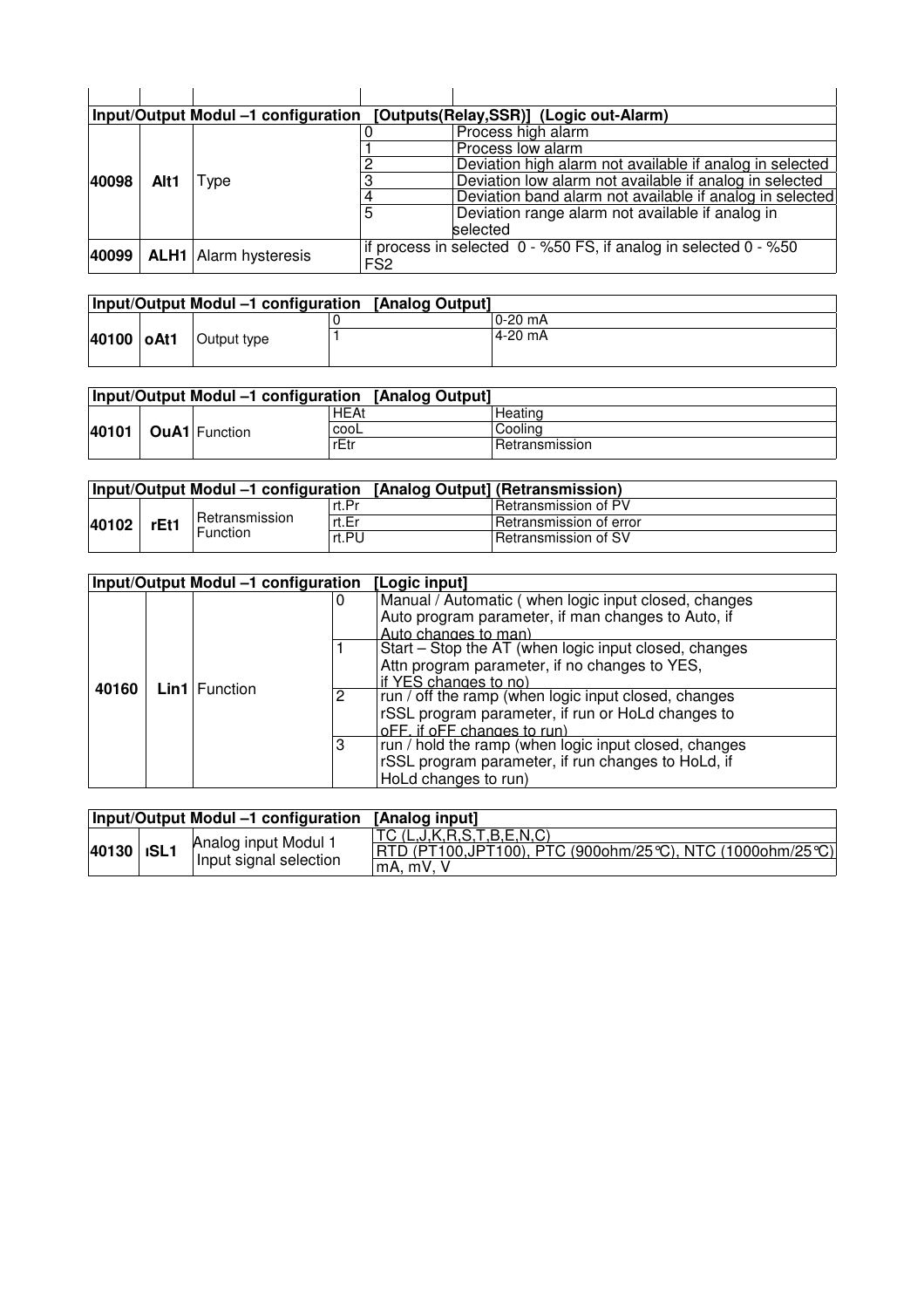| | | | | |
|---|---|---|---|---|
| **Input/Output Modul –1 configuration [Outputs(Relay,SSR)] (Logic out-Alarm)** | | | | |
| **40098** | **Alt1** | Type | 0 | Process high alarm |
| | | | 1 | Process low alarm |
| | | | 2 | Deviation high alarm not available if analog in selected |
| | | | 3 | Deviation low alarm not available if analog in selected |
| | | | 4 | Deviation band alarm not available if analog in selected |
| | | | 5 | Deviation range alarm not available if analog in selected |
| **40099** | **ALH1** | Alarm hysteresis | if process in selected 0 - %50 FS, if analog in selected 0 - %50 FS2 | |

| **Input/Output Modul –1 configuration [Analog Output]** | | | | |
|---|---|---|---|---|
| **40100** | **oAt1** | Output type | 0 | 0-20 mA |
| | | | 1 | 4-20 mA |

| **Input/Output Modul –1 configuration [Analog Output]** | | | | |
|---|---|---|---|---|
| **40101** | **OuA1** | Function | HEAt | Heating |
| | | | cooL | Cooling |
| | | | rEtr | Retransmission |

| **Input/Output Modul –1 configuration [Analog Output] (Retransmission)** | | | | |
|---|---|---|---|---|
| **40102** | **rEt1** | Retransmission Function | rt.Pr | Retransmission of PV |
| | | | rt.Er | Retransmission of error |
| | | | rt.PU | Retransmission of SV |

| **Input/Output Modul –1 configuration [Logic input]** | | | | |
|---|---|---|---|---|
| **40160** | **Lin1** | Function | 0 | Manual / Automatic ( when logic input closed, changes Auto program parameter, if man changes to Auto, if Auto changes to man) |
| | | | 1 | Start – Stop the AT (when logic input closed, changes Attn program parameter, if no changes to YES, if YES changes to no) |
| | | | 2 | run / off the ramp (when logic input closed, changes rSSL program parameter, if run or HoLd changes to oFF, if oFF changes to run) |
| | | | 3 | run / hold the ramp (when logic input closed, changes rSSL program parameter, if run changes to HoLd, if HoLd changes to run) |

| **Input/Output Modul –1 configuration [Analog input]** | | | |
|---|---|---|---|
| **40130** | **ISL1** | Analog input Modul 1 Input signal selection | TC (L,J,K,R,S,T,B,E,N,C) |
| | | | RTD (PT100,JPT100), PTC (900ohm/25℃), NTC (1000ohm/25℃) |
| | | | mA, mV, V |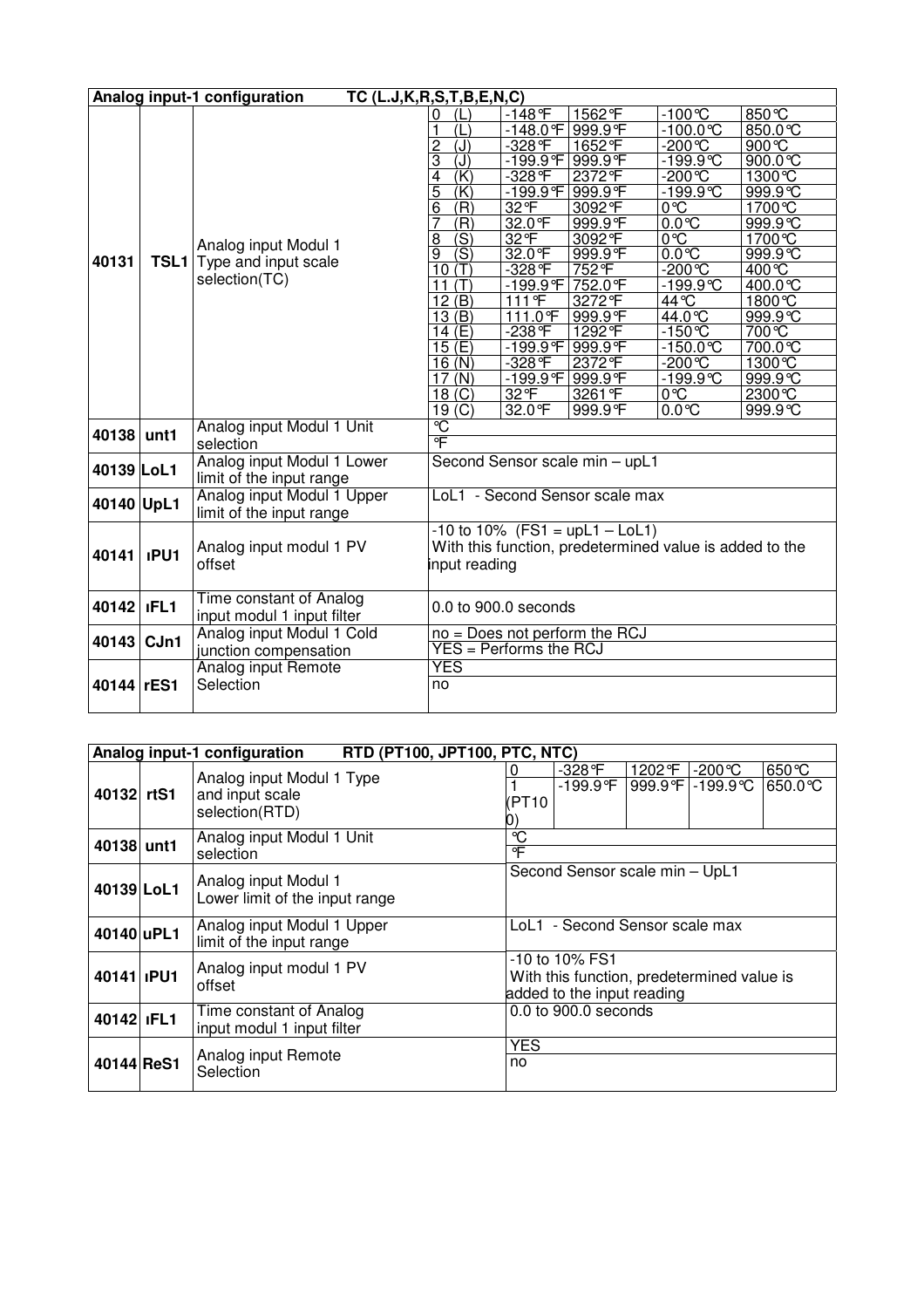| Analog input-1 configuration TC (L.J,K,R,S,T,B,E,N,C) | | | | | | | |
|---|---|---|---|---|---|---|---|
| 40131 | TSL1 | Analog input Modul 1 Type and input scale selection(TC) | 0 (L) | -148°F | 1562°F | -100°C | 850°C |
| | | | 1 (L) | -148.0°F | 999.9°F | -100.0°C | 850.0°C |
| | | | 2 (J) | -328°F | 1652°F | -200°C | 900°C |
| | | | 3 (J) | -199.9°F | 999.9°F | -199.9°C | 900.0°C |
| | | | 4 (K) | -328°F | 2372°F | -200°C | 1300°C |
| | | | 5 (K) | -199.9°F | 999.9°F | -199.9°C | 999.9°C |
| | | | 6 (R) | 32°F | 3092°F | 0°C | 1700°C |
| | | | 7 (R) | 32.0°F | 999.9°F | 0.0°C | 999.9°C |
| | | | 8 (S) | 32°F | 3092°F | 0°C | 1700°C |
| | | | 9 (S) | 32.0°F | 999.9°F | 0.0°C | 999.9°C |
| | | | 10 (T) | -328°F | 752°F | -200°C | 400°C |
| | | | 11 (T) | -199.9°F | 752.0°F | -199.9°C | 400.0°C |
| | | | 12 (B) | 111°F | 3272°F | 44°C | 1800°C |
| | | | 13 (B) | 111.0°F | 999.9°F | 44.0°C | 999.9°C |
| | | | 14 (E) | -238°F | 1292°F | -150°C | 700°C |
| | | | 15 (E) | -199.9°F | 999.9°F | -150.0°C | 700.0°C |
| | | | 16 (N) | -328°F | 2372°F | -200°C | 1300°C |
| | | | 17 (N) | -199.9°F | 999.9°F | -199.9°C | 999.9°C |
| | | | 18 (C) | 32°F | 3261°F | 0°C | 2300°C |
| | | | 19 (C) | 32.0°F | 999.9°F | 0.0°C | 999.9°C |
| 40138 | unt1 | Analog input Modul 1 Unit selection | °C | | | | |
| | | | °F | | | | |
| 40139 | LoL1 | Analog input Modul 1 Lower limit of the input range | Second Sensor scale min – upL1 | | | | |
| 40140 | UpL1 | Analog input Modul 1 Upper limit of the input range | LoL1 - Second Sensor scale max | | | | |
| 40141 | ıPU1 | Analog input modul 1 PV offset | -10 to 10% (FS1 = upL1 – LoL1) With this function, predetermined value is added to the input reading | | | | |
| 40142 | ıFL1 | Time constant of Analog input modul 1 input filter | 0.0 to 900.0 seconds | | | | |
| 40143 | CJn1 | Analog input Modul 1 Cold junction compensation | no = Does not perform the RCJ | | | | |
| | | | YES = Performs the RCJ | | | | |
| 40144 | rES1 | Analog input Remote Selection | YES | | | | |
| | | | no | | | | |

| Analog input-1 configuration RTD (PT100, JPT100, PTC, NTC) | | | | | | | |
|---|---|---|---|---|---|---|---|
| 40132 | rtS1 | Analog input Modul 1 Type and input scale selection(RTD) | 0 | -328°F | 1202°F | -200°C | 650°C |
| | | | 1 (PT100) | -199.9°F | 999.9°F | -199.9°C | 650.0°C |
| 40138 | unt1 | Analog input Modul 1 Unit selection | °C | | | | |
| | | | °F | | | | |
| 40139 | LoL1 | Analog input Modul 1 Lower limit of the input range | Second Sensor scale min – UpL1 | | | | |
| 40140 | uPL1 | Analog input Modul 1 Upper limit of the input range | LoL1 - Second Sensor scale max | | | | |
| 40141 | ıPU1 | Analog input modul 1 PV offset | -10 to 10% FS1 With this function, predetermined value is added to the input reading | | | | |
| 40142 | ıFL1 | Time constant of Analog input modul 1 input filter | 0.0 to 900.0 seconds | | | | |
| 40144 | ReS1 | Analog input Remote Selection | YES | | | | |
| | | | no | | | | |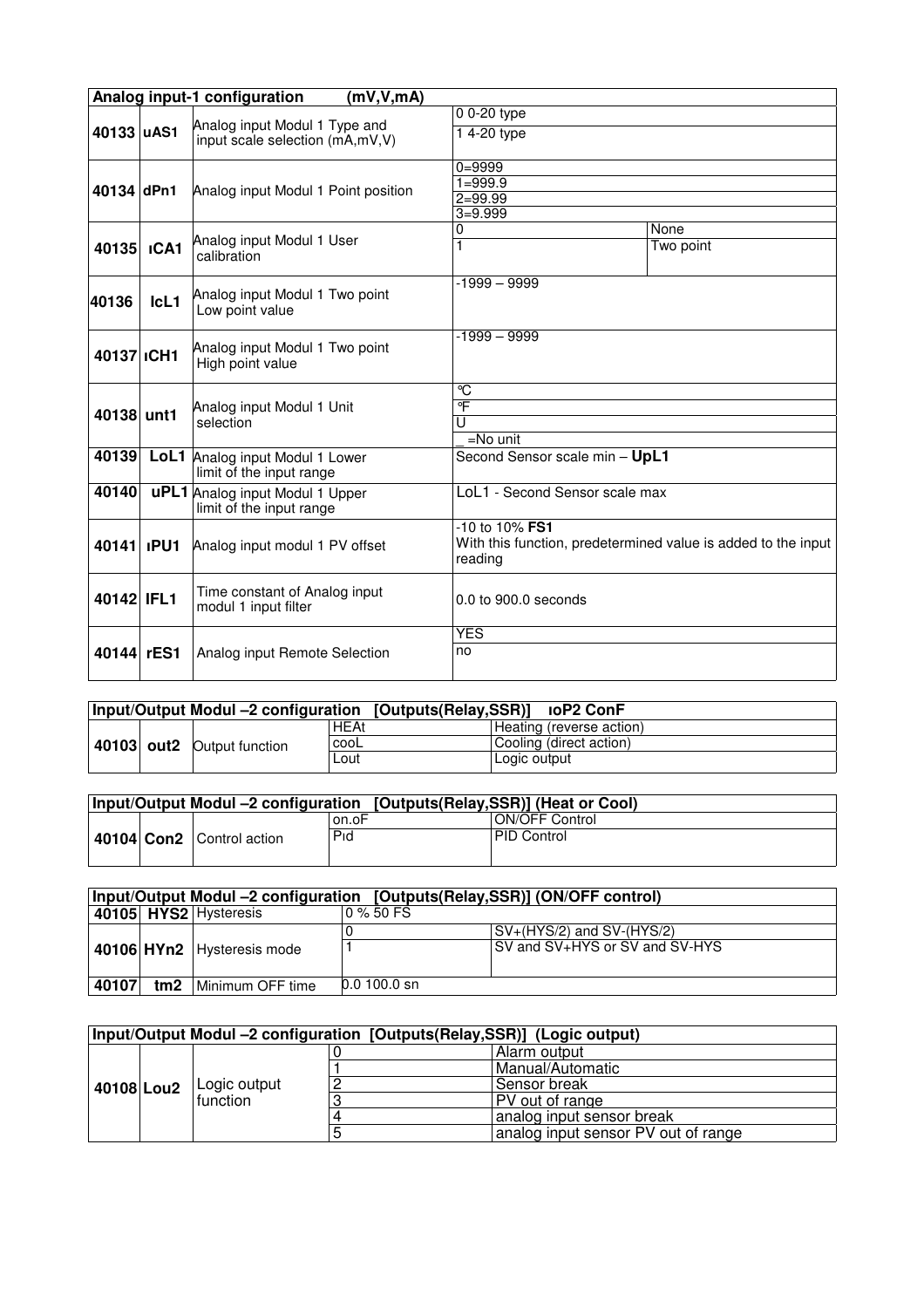| Analog input-1 configuration (mV,V,mA) | | | | |
|---|---|---|---|---|
| 40133 | uAS1 | Analog input Modul 1 Type and input scale selection (mA,mV,V) | 0 0-20 type | |
| | | | 1 4-20 type | |
| 40134 | dPn1 | Analog input Modul 1 Point position | 0=9999 | |
| | | | 1=999.9 | |
| | | | 2=99.99 | |
| | | | 3=9.999 | |
| 40135 | ıCA1 | Analog input Modul 1 User calibration | 0 | None |
| | | | 1 | Two point |
| 40136 | IcL1 | Analog input Modul 1 Two point Low point value | -1999 – 9999 | |
| 40137 | ıCH1 | Analog input Modul 1 Two point High point value | -1999 – 9999 | |
| 40138 | unt1 | Analog input Modul 1 Unit selection | °C | |
| | | | °F | |
| | | | U | |
| | | | _ =No unit | |
| 40139 | LoL1 | Analog input Modul 1 Lower limit of the input range | Second Sensor scale min – **UpL1** | |
| 40140 | uPL1 | Analog input Modul 1 Upper limit of the input range | LoL1 - Second Sensor scale max | |
| 40141 | ıPU1 | Analog input modul 1 PV offset | -10 to 10% **FS1** With this function, predetermined value is added to the input reading | |
| 40142 | IFL1 | Time constant of Analog input modul 1 input filter | 0.0 to 900.0 seconds | |
| 40144 | rES1 | Analog input Remote Selection | YES | |
| | | | no | |

| Input/Output Modul –2 configuration [Outputs(Relay,SSR)] ıoP2 ConF | | | | |
|---|---|---|---|---|
| 40103 | out2 | Output function | HEAt | Heating (reverse action) |
| | | | cooL | Cooling (direct action) |
| | | | Lout | Logic output |

| Input/Output Modul –2 configuration [Outputs(Relay,SSR)] (Heat or Cool) | | | | |
|---|---|---|---|---|
| 40104 | Con2 | Control action | on.oF | ON/OFF Control |
| | | | Pid | PID Control |

| Input/Output Modul –2 configuration [Outputs(Relay,SSR)] (ON/OFF control) | | | | |
|---|---|---|---|---|
| 40105 | HYS2 | Hysteresis | 0 % 50 FS | |
| 40106 | HYn2 | Hysteresis mode | 0 | SV+(HYS/2) and SV-(HYS/2) |
| | | | 1 | SV and SV+HYS or SV and SV-HYS |
| 40107 | tm2 | Minimum OFF time | 0.0 100.0 sn | |

| Input/Output Modul –2 configuration [Outputs(Relay,SSR)] (Logic output) | | | | |
|---|---|---|---|---|
| 40108 | Lou2 | Logic output function | 0 | Alarm output |
| | | | 1 | Manual/Automatic |
| | | | 2 | Sensor break |
| | | | 3 | PV out of range |
| | | | 4 | analog input sensor break |
| | | | 5 | analog input sensor PV out of range |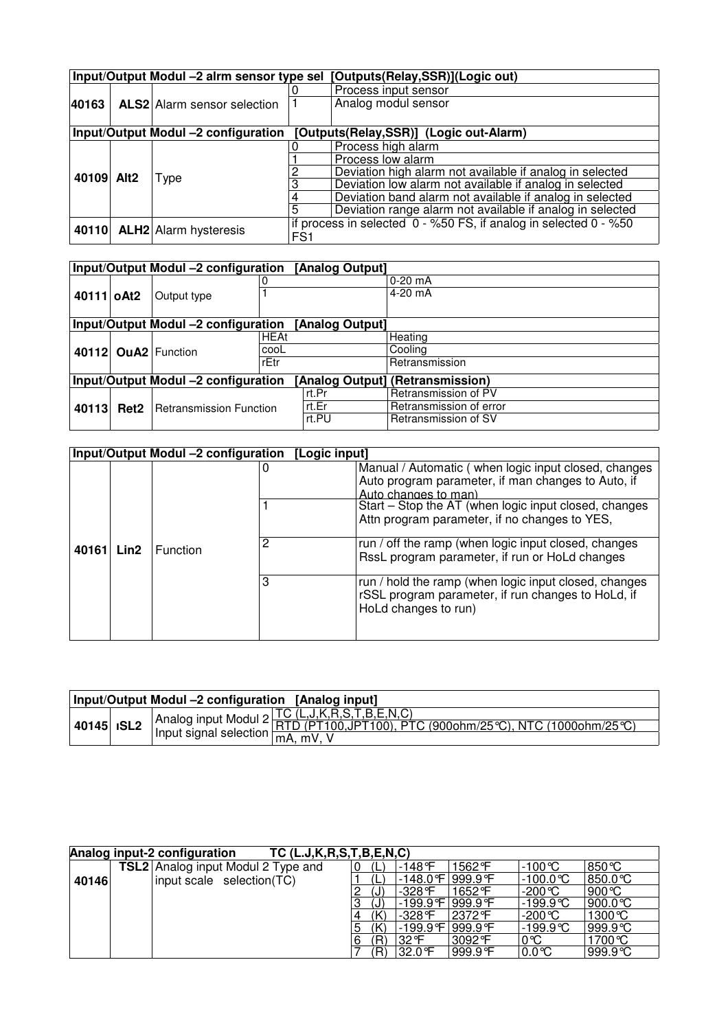| Input/Output Modul –2 alrm sensor type sel [Outputs(Relay,SSR)](Logic out) | | | | |
|---|---|---|---|---|
| 40163 | ALS2 | Alarm sensor selection | 0 | Process input sensor |
| | | | 1 | Analog modul sensor |

| Input/Output Modul –2 configuration [Outputs(Relay,SSR)] (Logic out-Alarm) | | | | |
|---|---|---|---|---|
| 40109 | Alt2 | Type | 0 | Process high alarm |
| | | | 1 | Process low alarm |
| | | | 2 | Deviation high alarm not available if analog in selected |
| | | | 3 | Deviation low alarm not available if analog in selected |
| | | | 4 | Deviation band alarm not available if analog in selected |
| | | | 5 | Deviation range alarm not available if analog in selected |
| 40110 | ALH2 | Alarm hysteresis | if process in selected 0 - %50 FS, if analog in selected 0 - %50 FS1 | |

| Input/Output Modul –2 configuration [Analog Output] | | | | |
|---|---|---|---|---|
| 40111 | oAt2 | Output type | 0 | 0-20 mA |
| | | | 1 | 4-20 mA |

| Input/Output Modul –2 configuration [Analog Output] | | | | |
|---|---|---|---|---|
| 40112 | OuA2 | Function | HEAt | Heating |
| | | | cooL | Cooling |
| | | | rEtr | Retransmission |

| Input/Output Modul –2 configuration [Analog Output] (Retransmission) | | | | |
|---|---|---|---|---|
| 40113 | Ret2 | Retransmission Function | rt.Pr | Retransmission of PV |
| | | | rt.Er | Retransmission of error |
| | | | rt.PU | Retransmission of SV |

| Input/Output Modul –2 configuration [Logic input] | | | | |
|---|---|---|---|---|
| 40161 | Lin2 | Function | 0 | Manual / Automatic ( when logic input closed, changes Auto program parameter, if man changes to Auto, if Auto changes to man) |
| | | | 1 | Start – Stop the AT (when logic input closed, changes Attn program parameter, if no changes to YES, |
| | | | 2 | run / off the ramp (when logic input closed, changes RssL program parameter, if run or HoLd changes |
| | | | 3 | run / hold the ramp (when logic input closed, changes rSSL program parameter, if run changes to HoLd, if HoLd changes to run) |

| Input/Output Modul –2 configuration [Analog input] | | | |
|---|---|---|---|
| 40145 | ıSL2 | Analog input Modul 2 Input signal selection | TC (L,J,K,R,S,T,B,E,N,C) |
| | | | RTD (PT100,JPT100), PTC (900ohm/25℃), NTC (1000ohm/25℃) |
| | | | mA, mV, V |

| Analog input-2 configuration TC (L.J,K,R,S,T,B,E,N,C) | | | | | | | |
|---|---|---|---|---|---|---|---|
| 40146 | TSL2 | Analog input Modul 2 Type and input scale selection(TC) | 0 (L) | -148℉ | 1562℉ | -100℃ | 850℃ |
| | | | 1 (L) | -148.0℉ | 999.9℉ | -100.0℃ | 850.0℃ |
| | | | 2 (J) | -328℉ | 1652℉ | -200℃ | 900℃ |
| | | | 3 (J) | -199.9℉ | 999.9℉ | -199.9℃ | 900.0℃ |
| | | | 4 (K) | -328℉ | 2372℉ | -200℃ | 1300℃ |
| | | | 5 (K) | -199.9℉ | 999.9℉ | -199.9℃ | 999.9℃ |
| | | | 6 (R) | 32℉ | 3092℉ | 0℃ | 1700℃ |
| | | | 7 (R) | 32.0℉ | 999.9℉ | 0.0℃ | 999.9℃ |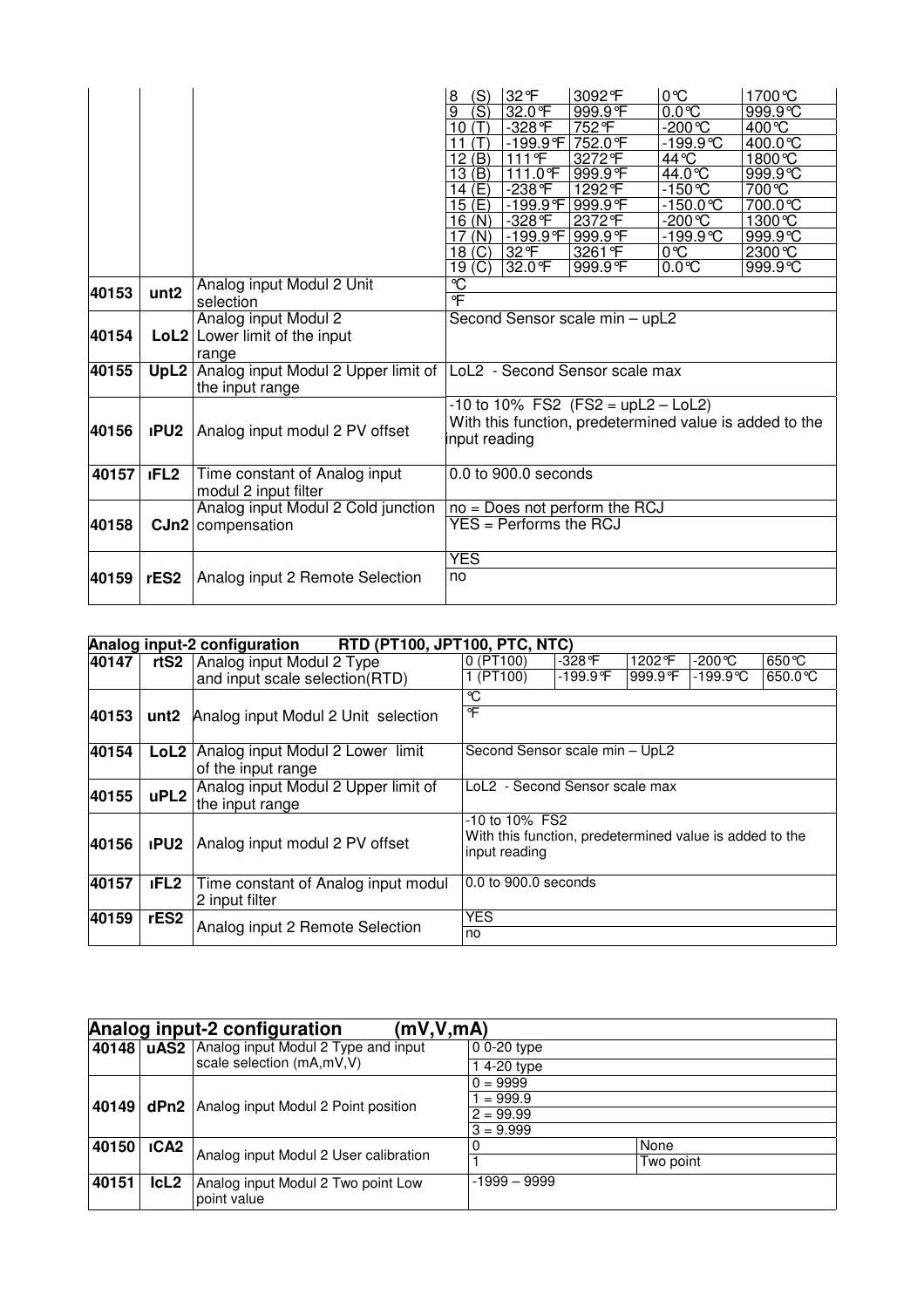| | | | | | | | |
|---|---|---|---|---|---|---|---|
| | | | 8 (S) | 32°F | 3092°F | 0°C | 1700°C |
| | | | 9 (S) | 32.0°F | 999.9°F | 0.0°C | 999.9°C |
| | | | 10 (T) | -328°F | 752°F | -200°C | 400°C |
| | | | 11 (T) | -199.9°F | 752.0°F | -199.9°C | 400.0°C |
| | | | 12 (B) | 111°F | 3272°F | 44°C | 1800°C |
| | | | 13 (B) | 111.0°F | 999.9°F | 44.0°C | 999.9°C |
| | | | 14 (E) | -238°F | 1292°F | -150°C | 700°C |
| | | | 15 (E) | -199.9°F | 999.9°F | -150.0°C | 700.0°C |
| | | | 16 (N) | -328°F | 2372°F | -200°C | 1300°C |
| | | | 17 (N) | -199.9°F | 999.9°F | -199.9°C | 999.9°C |
| | | | 18 (C) | 32°F | 3261°F | 0°C | 2300°C |
| | | | 19 (C) | 32.0°F | 999.9°F | 0.0°C | 999.9°C |
| 40153 | unt2 | Analog input Modul 2 Unit selection | °C | | | | |
| | | | °F | | | | |
| 40154 | LoL2 | Analog input Modul 2 Lower limit of the input range | Second Sensor scale min – upL2 | | | | |
| 40155 | UpL2 | Analog input Modul 2 Upper limit of the input range | LoL2 - Second Sensor scale max | | | | |
| 40156 | ıPU2 | Analog input modul 2 PV offset | -10 to 10% FS2 (FS2 = upL2 – LoL2) With this function, predetermined value is added to the input reading | | | | |
| 40157 | ıFL2 | Time constant of Analog input modul 2 input filter | 0.0 to 900.0 seconds | | | | |
| 40158 | CJn2 | Analog input Modul 2 Cold junction compensation | no = Does not perform the RCJ | | | | |
| | | | YES = Performs the RCJ | | | | |
| 40159 | rES2 | Analog input 2 Remote Selection | YES | | | | |
| | | | no | | | | |

| Analog input-2 configuration | RTD (PT100, JPT100, PTC, NTC) | | | | | | |
|---|---|---|---|---|---|---|---|
| 40147 | rtS2 | Analog input Modul 2 Type and input scale selection(RTD) | 0 (PT100) | -328°F | 1202°F | -200°C | 650°C |
| | | | 1 (PT100) | -199.9°F | 999.9°F | -199.9°C | 650.0°C |
| 40153 | unt2 | Analog input Modul 2 Unit selection | °C | | | | |
| | | | °F | | | | |
| 40154 | LoL2 | Analog input Modul 2 Lower limit of the input range | Second Sensor scale min – UpL2 | | | | |
| 40155 | uPL2 | Analog input Modul 2 Upper limit of the input range | LoL2 - Second Sensor scale max | | | | |
| 40156 | ıPU2 | Analog input modul 2 PV offset | -10 to 10% FS2 With this function, predetermined value is added to the input reading | | | | |
| 40157 | ıFL2 | Time constant of Analog input modul 2 input filter | 0.0 to 900.0 seconds | | | | |
| 40159 | rES2 | Analog input 2 Remote Selection | YES | | | | |
| | | | no | | | | |

| Analog input-2 configuration | (mV,V,mA) | | | |
|---|---|---|---|---|
| 40148 | uAS2 | Analog input Modul 2 Type and input scale selection (mA,mV,V) | 0 0-20 type | |
| | | | 1 4-20 type | |
| 40149 | dPn2 | Analog input Modul 2 Point position | 0 = 9999 | |
| | | | 1 = 999.9 | |
| | | | 2 = 99.99 | |
| | | | 3 = 9.999 | |
| 40150 | ıCA2 | Analog input Modul 2 User calibration | 0 | None |
| | | | 1 | Two point |
| 40151 | IcL2 | Analog input Modul 2 Two point Low point value | -1999 – 9999 | |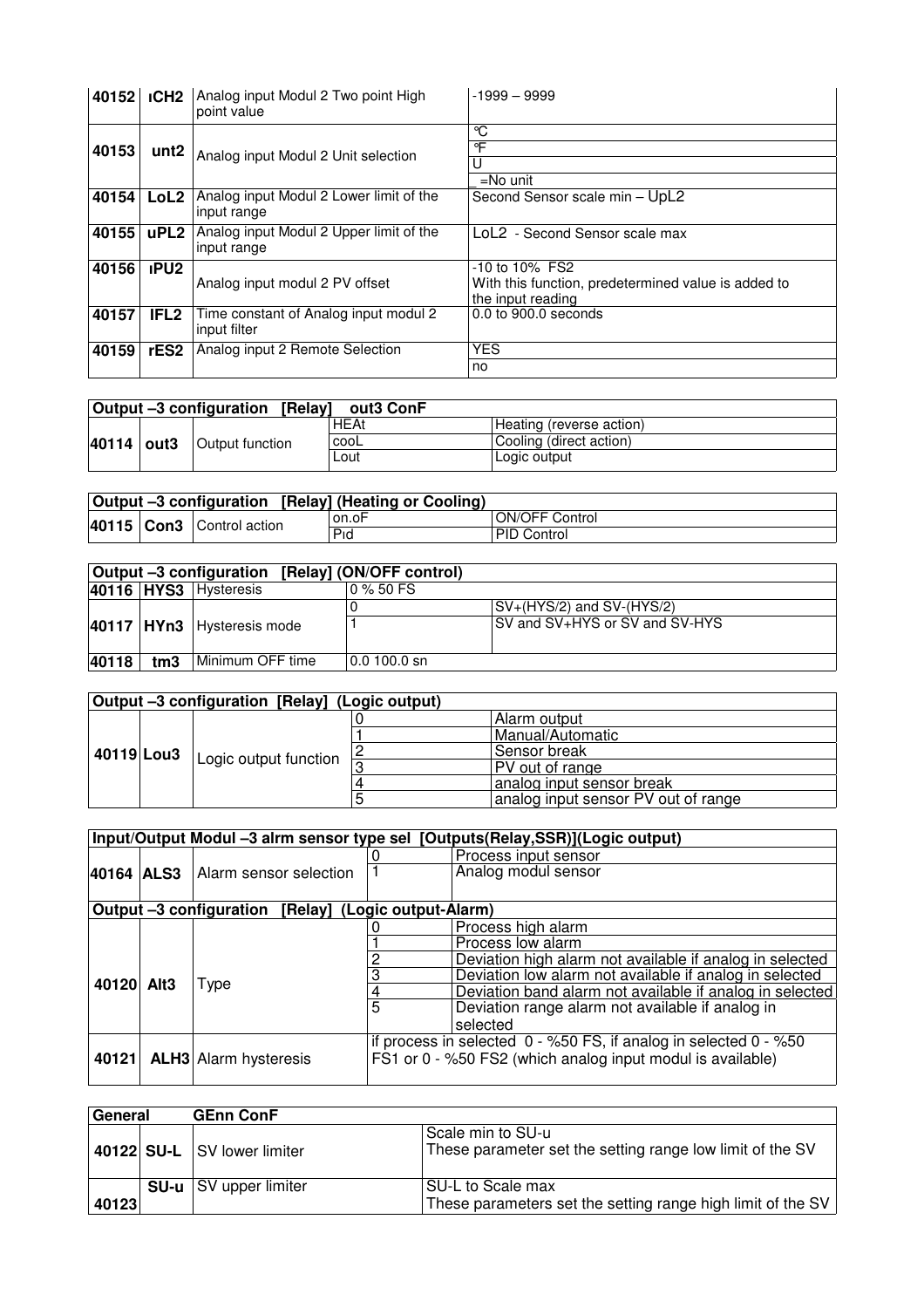| | | | |
|---|---|---|---|
| **40152** | **ıCH2** | Analog input Modul 2 Two point High point value | -1999 – 9999 |
| **40153** | **unt2** | Analog input Modul 2 Unit selection | °C |
| | | | °F |
| | | | U |
| | | | =No unit |
| **40154** | **LoL2** | Analog input Modul 2 Lower limit of the input range | Second Sensor scale min – UpL2 |
| **40155** | **uPL2** | Analog input Modul 2 Upper limit of the input range | LoL2 - Second Sensor scale max |
| **40156** | **ıPU2** | Analog input modul 2 PV offset | -10 to 10% FS2 With this function, predetermined value is added to the input reading |
| **40157** | **IFL2** | Time constant of Analog input modul 2 input filter | 0.0 to 900.0 seconds |
| **40159** | **rES2** | Analog input 2 Remote Selection | YES |
| | | | no |

| **Output –3 configuration [Relay] out3 ConF** | | | | |
|---|---|---|---|---|
| **40114** | **out3** | Output function | HEAt | Heating (reverse action) |
| | | | cooL | Cooling (direct action) |
| | | | Lout | Logic output |

| **Output –3 configuration [Relay] (Heating or Cooling)** | | | | |
|---|---|---|---|---|
| **40115** | **Con3** | Control action | on.oF | ON/OFF Control |
| | | | Pıd | PID Control |

| **Output –3 configuration [Relay] (ON/OFF control)** | | | | |
|---|---|---|---|---|
| **40116** | **HYS3** | Hysteresis | 0 % 50 FS | |
| **40117** | **HYn3** | Hysteresis mode | 0 | SV+(HYS/2) and SV-(HYS/2) |
| | | | 1 | SV and SV+HYS or SV and SV-HYS |
| **40118** | **tm3** | Minimum OFF time | 0.0 100.0 sn | |

| **Output –3 configuration [Relay] (Logic output)** | | | | |
|---|---|---|---|---|
| **40119** | **Lou3** | Logic output function | 0 | Alarm output |
| | | | 1 | Manual/Automatic |
| | | | 2 | Sensor break |
| | | | 3 | PV out of range |
| | | | 4 | analog input sensor break |
| | | | 5 | analog input sensor PV out of range |

| **Input/Output Modul –3 alrm sensor type sel [Outputs(Relay,SSR)](Logic output)** | | | | |
|---|---|---|---|---|
| **40164** | **ALS3** | Alarm sensor selection | 0 | Process input sensor |
| | | | 1 | Analog modul sensor |
| **Output –3 configuration [Relay] (Logic output-Alarm)** | | | | |
| **40120** | **Alt3** | Type | 0 | Process high alarm |
| | | | 1 | Process low alarm |
| | | | 2 | Deviation high alarm not available if analog in selected |
| | | | 3 | Deviation low alarm not available if analog in selected |
| | | | 4 | Deviation band alarm not available if analog in selected |
| | | | 5 | Deviation range alarm not available if analog in selected |
| **40121** | **ALH3** | Alarm hysteresis | if process in selected 0 - %50 FS, if analog in selected 0 - %50 FS1 or 0 - %50 FS2 (which analog input modul is available) | |

| **General** | **GEnn ConF** | | |
|---|---|---|---|
| **40122** | **SU-L** | SV lower limiter | Scale min to SU-u These parameter set the setting range low limit of the SV |
| **40123** | **SU-u** | SV upper limiter | SU-L to Scale max These parameters set the setting range high limit of the SV |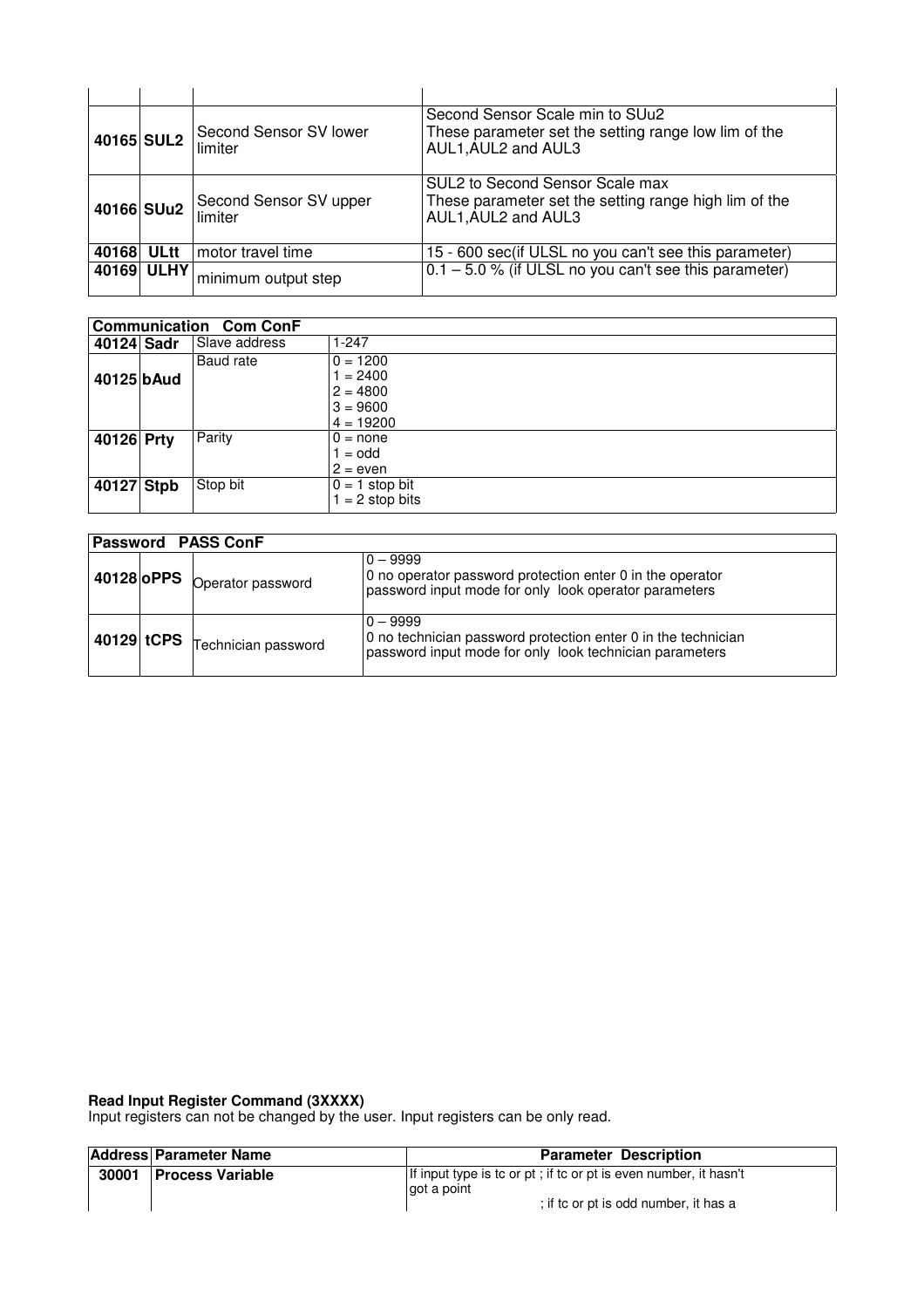| | | | |
|---|---|---|---|
| | | | |
| 40165 | SUL2 | Second Sensor SV lower limiter | Second Sensor Scale min to SUu2<br>These parameter set the setting range low lim of the AUL1,AUL2 and AUL3 |
| 40166 | SUu2 | Second Sensor SV upper limiter | SUL2 to Second Sensor Scale max<br>These parameter set the setting range high lim of the AUL1,AUL2 and AUL3 |
| 40168 | ULtt | motor travel time | 15 - 600 sec(if ULSL no you can't see this parameter) |
| 40169 | ULHY | minimum output step | 0.1 – 5.0 % (if ULSL no you can't see this parameter) |

| **Communication Com ConF** | | | |
|---|---|---|---|
| **40124** | **Sadr** | Slave address | 1-247 |
| **40125** | **bAud** | Baud rate | 0 = 1200<br>1 = 2400<br>2 = 4800<br>3 = 9600<br>4 = 19200 |
| **40126** | **Prty** | Parity | 0 = none<br>1 = odd<br>2 = even |
| **40127** | **Stpb** | Stop bit | 0 = 1 stop bit<br>1 = 2 stop bits |

| **Password PASS ConF** | | | |
|---|---|---|---|
| **40128** | **oPPS** | Operator password | 0 – 9999<br>0 no operator password protection enter 0 in the operator password input mode for only look operator parameters |
| **40129** | **tCPS** | Technician password | 0 – 9999<br>0 no technician password protection enter 0 in the technician password input mode for only look technician parameters |

**Read Input Register Command (3XXXX)**

Input registers can not be changed by the user. Input registers can be only read.

| Address | Parameter Name | Parameter Description |
|---|---|---|
| **30001** | **Process Variable** | If input type is tc or pt ; if tc or pt is even number, it hasn't got a point<br>; if tc or pt is odd number, it has a |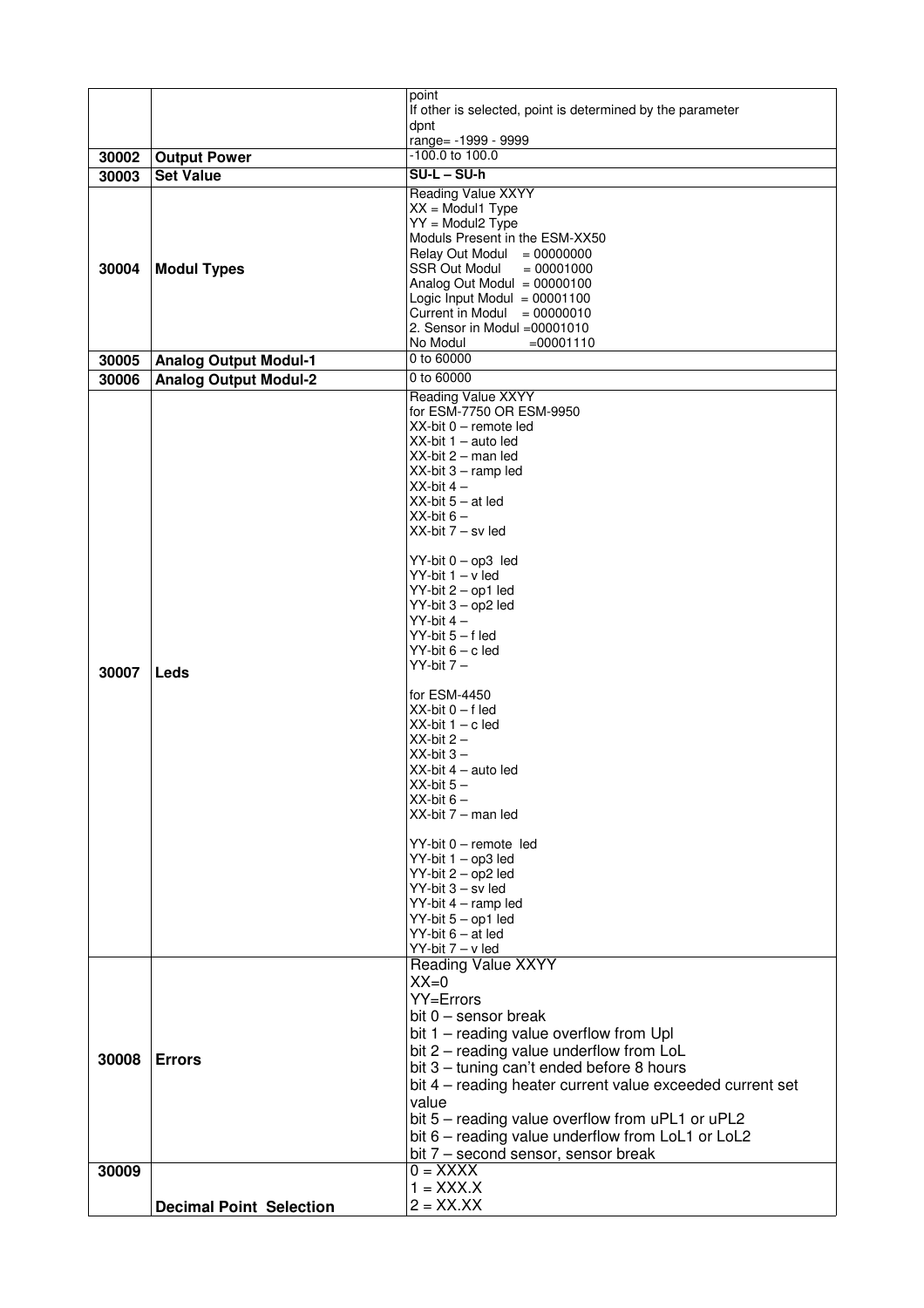| | | |
|---|---|---|
| | | point<br>If other is selected, point is determined by the parameter<br>dpnt<br>range= -1999 - 9999 |
| **30002** | **Output Power** | -100.0 to 100.0 |
| **30003** | **Set Value** | **SU-L – SU-h** |
| **30004** | **Modul Types** | Reading Value XXYY<br>XX = Modul1 Type<br>YY = Modul2 Type<br>Moduls Present in the ESM-XX50<br>Relay Out Modul = 00000000<br>SSR Out Modul = 00001000<br>Analog Out Modul = 00000100<br>Logic Input Modul = 00001100<br>Current in Modul = 00000010<br>2. Sensor in Modul =00001010<br>No Modul =00001110 |
| **30005** | **Analog Output Modul-1** | 0 to 60000 |
| **30006** | **Analog Output Modul-2** | 0 to 60000 |
| **30007** | **Leds** | Reading Value XXYY<br>for ESM-7750 OR ESM-9950<br>XX-bit 0 – remote led<br>XX-bit 1 – auto led<br>XX-bit 2 – man led<br>XX-bit 3 – ramp led<br>XX-bit 4 –<br>XX-bit 5 – at led<br>XX-bit 6 –<br>XX-bit 7 – sv led<br><br>YY-bit 0 – op3 led<br>YY-bit 1 – v led<br>YY-bit 2 – op1 led<br>YY-bit 3 – op2 led<br>YY-bit 4 –<br>YY-bit 5 – f led<br>YY-bit 6 – c led<br>YY-bit 7 –<br><br>for ESM-4450<br>XX-bit 0 – f led<br>XX-bit 1 – c led<br>XX-bit 2 –<br>XX-bit 3 –<br>XX-bit 4 – auto led<br>XX-bit 5 –<br>XX-bit 6 –<br>XX-bit 7 – man led<br><br>YY-bit 0 – remote led<br>YY-bit 1 – op3 led<br>YY-bit 2 – op2 led<br>YY-bit 3 – sv led<br>YY-bit 4 – ramp led<br>YY-bit 5 – op1 led<br>YY-bit 6 – at led<br>YY-bit 7 – v led |
| **30008** | **Errors** | Reading Value XXYY<br>XX=0<br>YY=Errors<br>bit 0 – sensor break<br>bit 1 – reading value overflow from Upl<br>bit 2 – reading value underflow from LoL<br>bit 3 – tuning can't ended before 8 hours<br>bit 4 – reading heater current value exceeded current set value<br>bit 5 – reading value overflow from uPL1 or uPL2<br>bit 6 – reading value underflow from LoL1 or LoL2<br>bit 7 – second sensor, sensor break |
| **30009** | **Decimal Point Selection** | 0 = XXXX<br>1 = XXX.X<br>2 = XX.XX |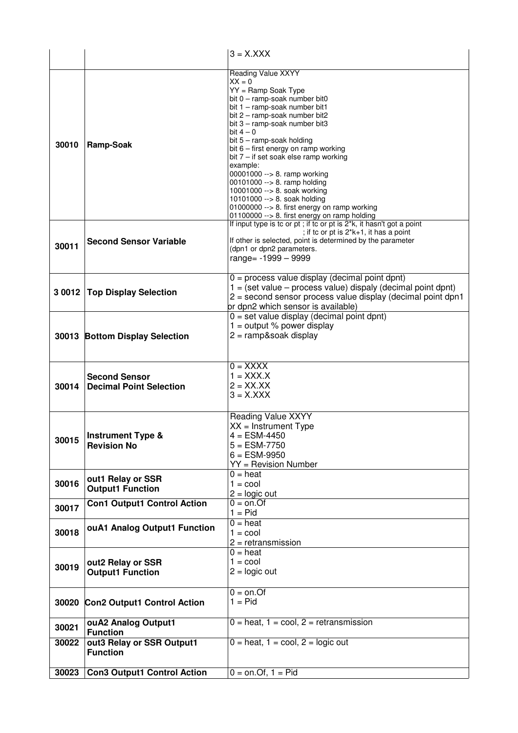|  |  |  |
|---|---|---|
|  |  | 3 = X.XXX |
| 30010 | **Ramp-Soak** | Reading Value XXYY<br>XX = 0<br>YY = Ramp Soak Type<br>bit 0 – ramp-soak number bit0<br>bit 1 – ramp-soak number bit1<br>bit 2 – ramp-soak number bit2<br>bit 3 – ramp-soak number bit3<br>bit 4 – 0<br>bit 5 – ramp-soak holding<br>bit 6 – first energy on ramp working<br>bit 7 – if set soak else ramp working<br>example:<br>00001000 --> 8. ramp working<br>00101000 --> 8. ramp holding<br>10001000 --> 8. soak working<br>10101000 --> 8. soak holding<br>01000000 --> 8. first energy on ramp working<br>01100000 --> 8. first energy on ramp holding |
| 30011 | **Second Sensor Variable** | If input type is tc or pt ; if tc or pt is 2*k, it hasn't got a point<br>; if tc or pt is 2*k+1, it has a point<br>If other is selected, point is determined by the parameter (dpn1 or dpn2 parameters.<br>range= -1999 – 9999 |
| 3 0012 | **Top Display Selection** | 0 = process value display (decimal point dpnt)<br>1 = (set value – process value) dispaly (decimal point dpnt)<br>2 = second sensor process value display (decimal point dpn1 or dpn2 which sensor is available) |
| 30013 | **Bottom Display Selection** | 0 = set value display (decimal point dpnt)<br>1 = output % power display<br>2 = ramp&soak display |
| 30014 | **Second Sensor Decimal Point Selection** | 0 = XXXX<br>1 = XXX.X<br>2 = XX.XX<br>3 = X.XXX |
| 30015 | **Instrument Type & Revision No** | Reading Value XXYY<br>XX = Instrument Type<br>4 = ESM-4450<br>5 = ESM-7750<br>6 = ESM-9950<br>YY = Revision Number |
| 30016 | **out1 Relay or SSR Output1 Function** | 0 = heat<br>1 = cool<br>2 = logic out |
| 30017 | **Con1 Output1 Control Action** | 0 = on.Of<br>1 = Pid |
| 30018 | **ouA1 Analog Output1 Function** | 0 = heat<br>1 = cool<br>2 = retransmission |
| 30019 | **out2 Relay or SSR Output1 Function** | 0 = heat<br>1 = cool<br>2 = logic out |
| 30020 | **Con2 Output1 Control Action** | 0 = on.Of<br>1 = Pid |
| 30021 | **ouA2 Analog Output1 Function** | 0 = heat, 1 = cool, 2 = retransmission |
| 30022 | **out3 Relay or SSR Output1 Function** | 0 = heat, 1 = cool, 2 = logic out |
| 30023 | **Con3 Output1 Control Action** | 0 = on.Of, 1 = Pid |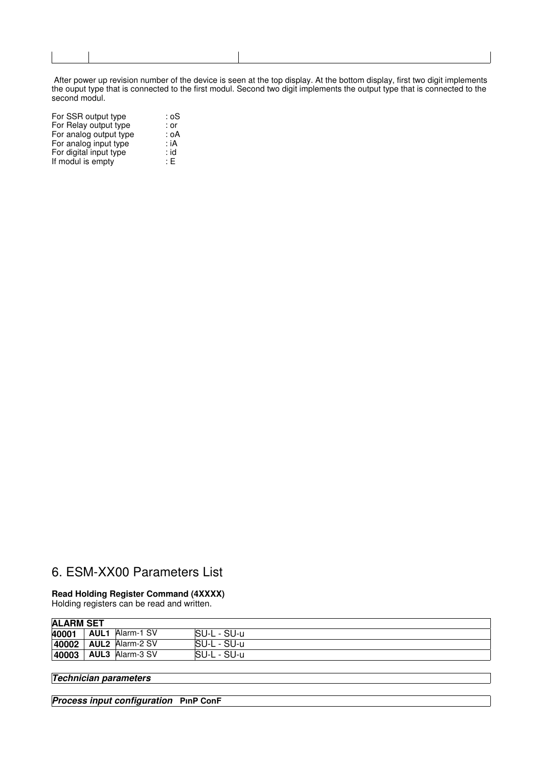After power up revision number of the device is seen at the top display. At the bottom display, first two digit implements the ouput type that is connected to the first modul. Second two digit implements the output type that is connected to the second modul.

| | |
|---|---|
| For SSR output type | : oS |
| For Relay output type | : or |
| For analog output type | : oA |
| For analog input type | : iA |
| For digital input type | : id |
| If modul is empty | : E |

# 6. ESM-XX00 Parameters List

**Read Holding Register Command (4XXXX)**
Holding registers can be read and written.

| **ALARM SET** | | | |
|---|---|---|---|
| **40001** | **AUL1** | Alarm-1 SV | SU-L - SU-u |
| **40002** | **AUL2** | Alarm-2 SV | SU-L - SU-u |
| **40003** | **AUL3** | Alarm-3 SV | SU-L - SU-u |

***Technician parameters***

***Process input configuration*** **PınP ConF**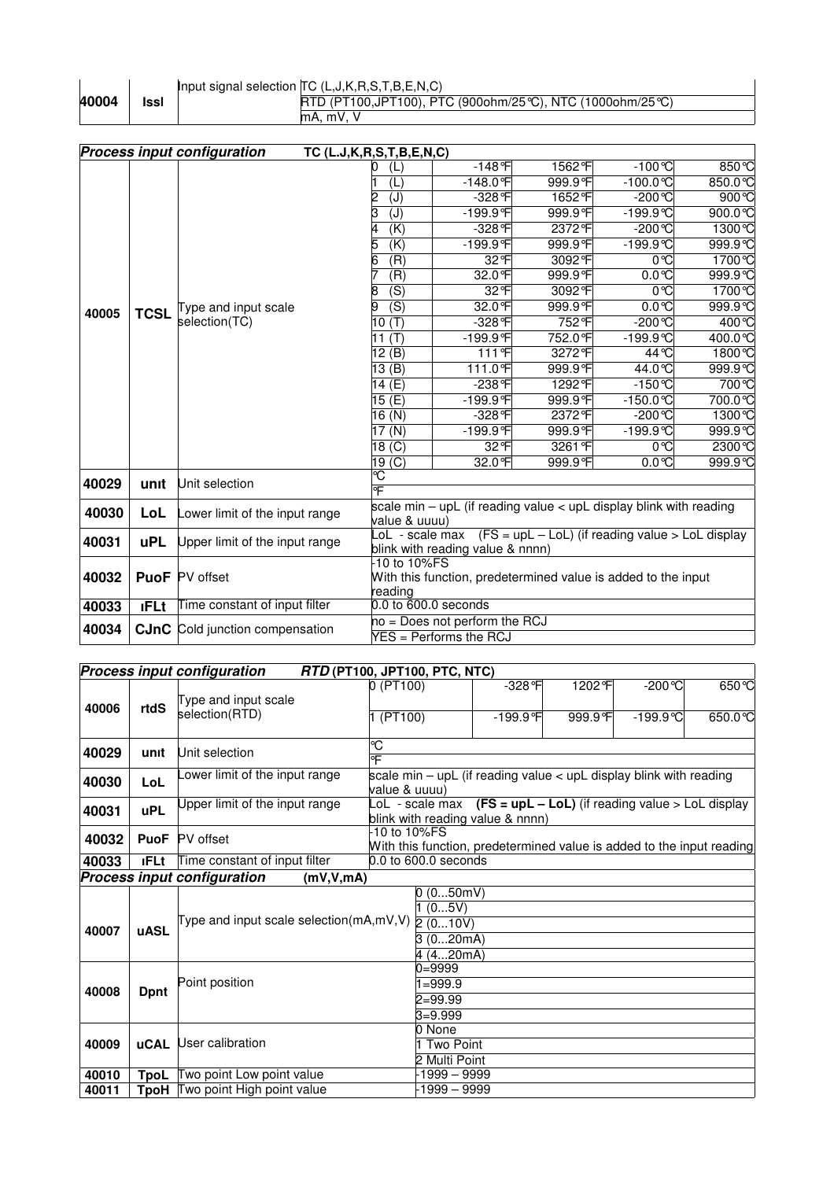| 40004 | Issl | Input signal selection | TC (L,J,K,R,S,T,B,E,N,C) |
|---|---|---|---|
| | | | RTD (PT100,JPT100), PTC (900ohm/25℃), NTC (1000ohm/25℃) |
| | | | mA, mV, V |

| *Process input configuration* | | TC (L.J,K,R,S,T,B,E,N,C) | | | | | |
|---|---|---|---|---|---|---|---|
| 40005 | TCSL | Type and input scale selection(TC) | 0 (L) | -148℉ | 1562℉ | -100℃ | 850℃ |
| | | | 1 (L) | -148.0℉ | 999.9℉ | -100.0℃ | 850.0℃ |
| | | | 2 (J) | -328℉ | 1652℉ | -200℃ | 900℃ |
| | | | 3 (J) | -199.9℉ | 999.9℉ | -199.9℃ | 900.0℃ |
| | | | 4 (K) | -328℉ | 2372℉ | -200℃ | 1300℃ |
| | | | 5 (K) | -199.9℉ | 999.9℉ | -199.9℃ | 999.9℃ |
| | | | 6 (R) | 32℉ | 3092℉ | 0℃ | 1700℃ |
| | | | 7 (R) | 32.0℉ | 999.9℉ | 0.0℃ | 999.9℃ |
| | | | 8 (S) | 32℉ | 3092℉ | 0℃ | 1700℃ |
| | | | 9 (S) | 32.0℉ | 999.9℉ | 0.0℃ | 999.9℃ |
| | | | 10 (T) | -328℉ | 752℉ | -200℃ | 400℃ |
| | | | 11 (T) | -199.9℉ | 752.0℉ | -199.9℃ | 400.0℃ |
| | | | 12 (B) | 111℉ | 3272℉ | 44℃ | 1800℃ |
| | | | 13 (B) | 111.0℉ | 999.9℉ | 44.0℃ | 999.9℃ |
| | | | 14 (E) | -238℉ | 1292℉ | -150℃ | 700℃ |
| | | | 15 (E) | -199.9℉ | 999.9℉ | -150.0℃ | 700.0℃ |
| | | | 16 (N) | -328℉ | 2372℉ | -200℃ | 1300℃ |
| | | | 17 (N) | -199.9℉ | 999.9℉ | -199.9℃ | 999.9℃ |
| | | | 18 (C) | 32℉ | 3261℉ | 0℃ | 2300℃ |
| | | | 19 (C) | 32.0℉ | 999.9℉ | 0.0℃ | 999.9℃ |
| 40029 | unıt | Unit selection | ℃ | | | | |
| | | | ℉ | | | | |
| 40030 | LoL | Lower limit of the input range | scale min – upL (if reading value < upL display blink with reading value & uuuu) | | | | |
| 40031 | uPL | Upper limit of the input range | LoL - scale max (FS = upL – LoL) (if reading value > LoL display blink with reading value & nnnn) | | | | |
| 40032 | PuoF | PV offset | -10 to 10%FS With this function, predetermined value is added to the input reading | | | | |
| 40033 | ıFLt | Time constant of input filter | 0.0 to 600.0 seconds | | | | |
| 40034 | CJnC | Cold junction compensation | no = Does not perform the RCJ | | | | |
| | | | YES = Performs the RCJ | | | | |

| *Process input configuration* | | *RTD* (PT100, JPT100, PTC, NTC) | | | | | |
|---|---|---|---|---|---|---|---|
| 40006 | rtdS | Type and input scale selection(RTD) | 0 (PT100) | -328℉ | 1202℉ | -200℃ | 650℃ |
| | | | 1 (PT100) | -199.9℉ | 999.9℉ | -199.9℃ | 650.0℃ |
| 40029 | unıt | Unit selection | ℃ | | | | |
| | | | ℉ | | | | |
| 40030 | LoL | Lower limit of the input range | scale min – upL (if reading value < upL display blink with reading value & uuuu) | | | | |
| 40031 | uPL | Upper limit of the input range | LoL - scale max **(FS = upL – LoL)** (if reading value > LoL display blink with reading value & nnnn) | | | | |
| 40032 | PuoF | PV offset | -10 to 10%FS With this function, predetermined value is added to the input reading | | | | |
| 40033 | ıFLt | Time constant of input filter | 0.0 to 600.0 seconds | | | | |

| *Process input configuration* | | (mV,V,mA) | |
|---|---|---|---|
| 40007 | uASL | Type and input scale selection(mA,mV,V) | 0 (0...50mV) |
| | | | 1 (0...5V) |
| | | | 2 (0...10V) |
| | | | 3 (0...20mA) |
| | | | 4 (4...20mA) |
| 40008 | Dpnt | Point position | 0=9999 |
| | | | 1=999.9 |
| | | | 2=99.99 |
| | | | 3=9.999 |
| 40009 | uCAL | User calibration | 0 None |
| | | | 1 Two Point |
| | | | 2 Multi Point |
| 40010 | TpoL | Two point Low point value | -1999 – 9999 |
| 40011 | TpoH | Two point High point value | -1999 – 9999 |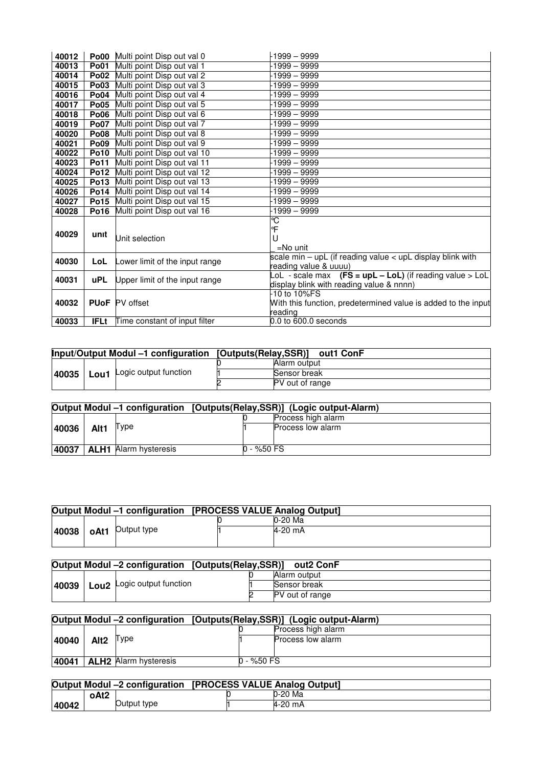| | | | |
|---|---|---|---|
| 40012 | **Po00** | Multi point Disp out val 0 | -1999 – 9999 |
| 40013 | **Po01** | Multi point Disp out val 1 | -1999 – 9999 |
| 40014 | **Po02** | Multi point Disp out val 2 | -1999 – 9999 |
| 40015 | **Po03** | Multi point Disp out val 3 | -1999 – 9999 |
| 40016 | **Po04** | Multi point Disp out val 4 | -1999 – 9999 |
| 40017 | **Po05** | Multi point Disp out val 5 | -1999 – 9999 |
| 40018 | **Po06** | Multi point Disp out val 6 | -1999 – 9999 |
| 40019 | **Po07** | Multi point Disp out val 7 | -1999 – 9999 |
| 40020 | **Po08** | Multi point Disp out val 8 | -1999 – 9999 |
| 40021 | **Po09** | Multi point Disp out val 9 | -1999 – 9999 |
| 40022 | **Po10** | Multi point Disp out val 10 | -1999 – 9999 |
| 40023 | **Po11** | Multi point Disp out val 11 | -1999 – 9999 |
| 40024 | **Po12** | Multi point Disp out val 12 | -1999 – 9999 |
| 40025 | **Po13** | Multi point Disp out val 13 | -1999 – 9999 |
| 40026 | **Po14** | Multi point Disp out val 14 | -1999 – 9999 |
| 40027 | **Po15** | Multi point Disp out val 15 | -1999 – 9999 |
| 40028 | **Po16** | Multi point Disp out val 16 | -1999 – 9999 |
| 40029 | **unıt** | Unit selection | ℃<br>℉<br>U<br>_ =No unit |
| 40030 | **LoL** | Lower limit of the input range | scale min – upL (if reading value < upL display blink with reading value & uuuu) |
| 40031 | **uPL** | Upper limit of the input range | LoL - scale max **(FS = upL – LoL)** (if reading value > LoL display blink with reading value & nnnn) |
| 40032 | **PUoF** | PV offset | -10 to 10%FS<br>With this function, predetermined value is added to the input reading |
| 40033 | **IFLt** | Time constant of input filter | 0.0 to 600.0 seconds |

| **Input/Output Modul –1 configuration [Outputs(Relay,SSR)] out1 ConF** | | | | |
|---|---|---|---|---|
| **40035** | **Lou1** | Logic output function | 0 | Alarm output |
| | | | 1 | Sensor break |
| | | | 2 | PV out of range |

| **Output Modul –1 configuration [Outputs(Relay,SSR)] (Logic output-Alarm)** | | | | |
|---|---|---|---|---|
| **40036** | **Alt1** | Type | 0 | Process high alarm |
| | | | 1 | Process low alarm |
| **40037** | **ALH1** | Alarm hysteresis | 0 - %50 FS | |

| **Output Modul –1 configuration [PROCESS VALUE Analog Output]** | | | | |
|---|---|---|---|---|
| **40038** | **oAt1** | Output type | 0 | 0-20 Ma |
| | | | 1 | 4-20 mA |

| **Output Modul –2 configuration [Outputs(Relay,SSR)] out2 ConF** | | | | |
|---|---|---|---|---|
| **40039** | **Lou2** | Logic output function | 0 | Alarm output |
| | | | 1 | Sensor break |
| | | | 2 | PV out of range |

| **Output Modul –2 configuration [Outputs(Relay,SSR)] (Logic output-Alarm)** | | | | |
|---|---|---|---|---|
| **40040** | **Alt2** | Type | 0 | Process high alarm |
| | | | 1 | Process low alarm |
| **40041** | **ALH2** | Alarm hysteresis | 0 - %50 FS | |

| **Output Modul –2 configuration [PROCESS VALUE Analog Output]** | | | | |
|---|---|---|---|---|
| **40042** | **oAt2** | Output type | 0 | 0-20 Ma |
| | | | 1 | 4-20 mA |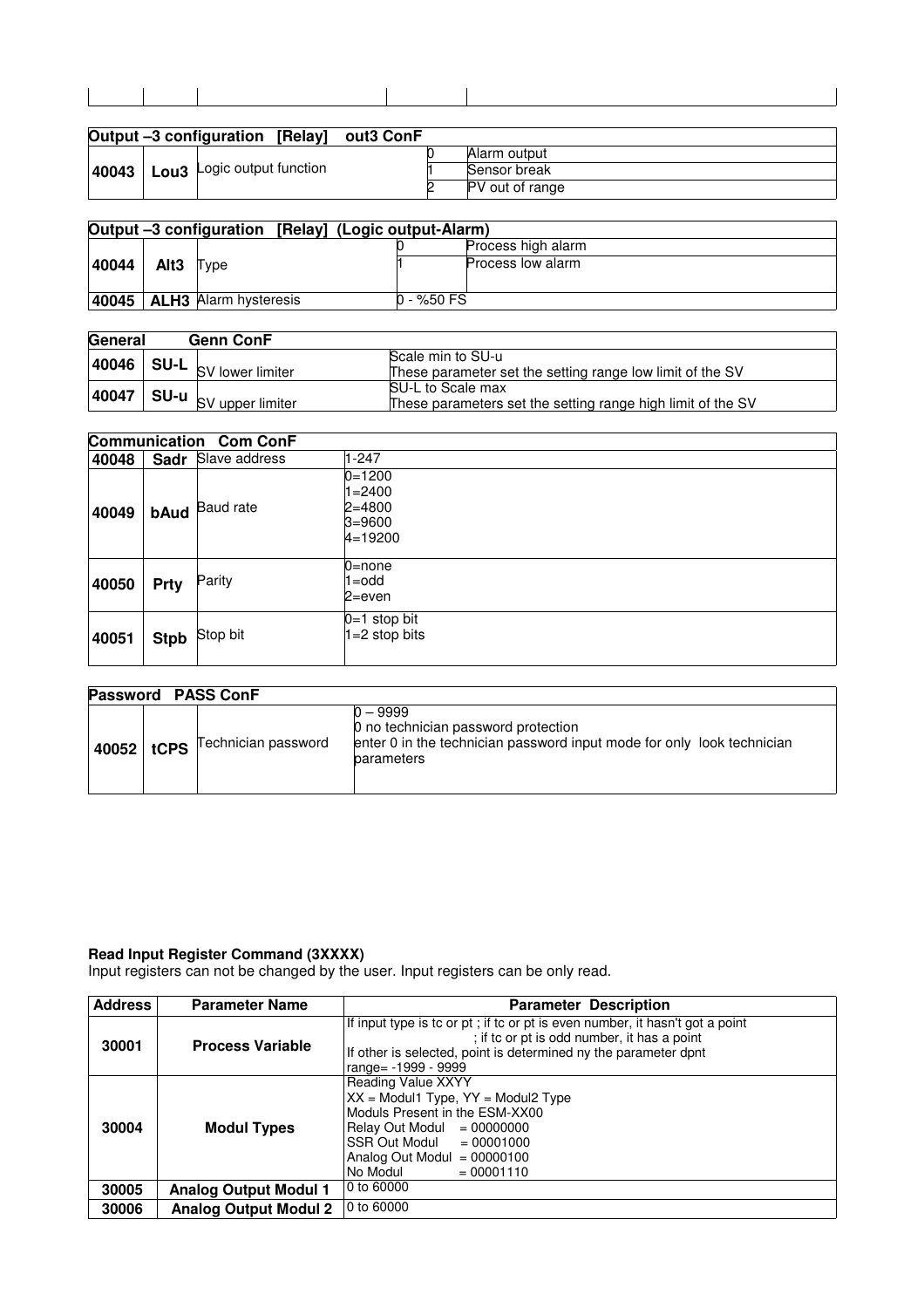| | | | | |
|---|---|---|---|---|

| Output –3 configuration [Relay] out3 ConF | | | | |
|---|---|---|---|---|
| 40043 | Lou3 | Logic output function | 0 | Alarm output |
| | | | 1 | Sensor break |
| | | | 2 | PV out of range |

| Output –3 configuration [Relay] (Logic output-Alarm) | | | | |
|---|---|---|---|---|
| 40044 | Alt3 | Type | 0 | Process high alarm |
| | | | 1 | Process low alarm |
| 40045 | ALH3 | Alarm hysteresis | 0 - %50 FS | |

| General Genn ConF | | | |
|---|---|---|---|
| 40046 | SU-L | SV lower limiter | Scale min to SU-u<br>These parameter set the setting range low limit of the SV |
| 40047 | SU-u | SV upper limiter | SU-L to Scale max<br>These parameters set the setting range high limit of the SV |

| Communication Com ConF | | | |
|---|---|---|---|
| 40048 | Sadr | Slave address | 1-247 |
| 40049 | bAud | Baud rate | 0=1200<br>1=2400<br>2=4800<br>3=9600<br>4=19200 |
| 40050 | Prty | Parity | 0=none<br>1=odd<br>2=even |
| 40051 | Stpb | Stop bit | 0=1 stop bit<br>1=2 stop bits |

| Password PASS ConF | | | |
|---|---|---|---|
| 40052 | tCPS | Technician password | 0 – 9999<br>0 no technician password protection<br>enter 0 in the technician password input mode for only look technician parameters |

**Read Input Register Command (3XXXX)**
Input registers can not be changed by the user. Input registers can be only read.

| Address | Parameter Name | Parameter Description |
|---|---|---|
| 30001 | Process Variable | If input type is tc or pt ; if tc or pt is even number, it hasn't got a point<br>; if tc or pt is odd number, it has a point<br>If other is selected, point is determined ny the parameter dpnt<br>range= -1999 - 9999 |
| 30004 | Modul Types | Reading Value XXYY<br>XX = Modul1 Type, YY = Modul2 Type<br>Moduls Present in the ESM-XX00<br>Relay Out Modul = 00000000<br>SSR Out Modul = 00001000<br>Analog Out Modul = 00000100<br>No Modul = 00001110 |
| 30005 | Analog Output Modul 1 | 0 to 60000 |
| 30006 | Analog Output Modul 2 | 0 to 60000 |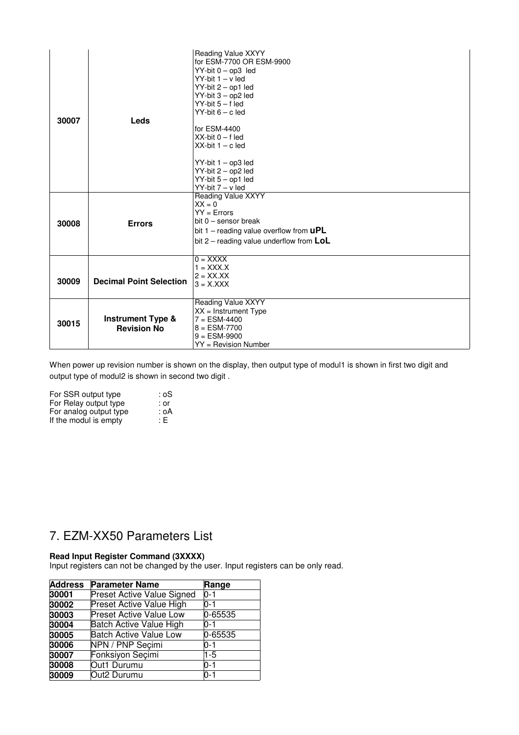| 30007 | Leds | Reading Value XXYY<br>for ESM-7700 OR ESM-9900<br>YY-bit 0 – op3 led<br>YY-bit 1 – v led<br>YY-bit 2 – op1 led<br>YY-bit 3 – op2 led<br>YY-bit 5 – f led<br>YY-bit 6 – c led<br><br>for ESM-4400<br>XX-bit 0 – f led<br>XX-bit 1 – c led<br><br>YY-bit 1 – op3 led<br>YY-bit 2 – op2 led<br>YY-bit 5 – op1 led<br>YY-bit 7 – v led |
|---|---|---|
| 30008 | Errors | Reading Value XXYY<br>XX = 0<br>YY = Errors<br>bit 0 – sensor break<br>bit 1 – reading value overflow from **uPL**<br>bit 2 – reading value underflow from **LoL** |
| 30009 | Decimal Point Selection | 0 = XXXX<br>1 = XXX.X<br>2 = XX.XX<br>3 = X.XXX |
| 30015 | Instrument Type & Revision No | Reading Value XXYY<br>XX = Instrument Type<br>7 = ESM-4400<br>8 = ESM-7700<br>9 = ESM-9900<br>YY = Revision Number |

When power up revision number is shown on the display, then output type of modul1 is shown in first two digit and output type of modul2 is shown in second two digit .

For SSR output type : oS
For Relay output type : or
For analog output type : oA
If the modul is empty : E

# 7. EZM-XX50 Parameters List

**Read Input Register Command (3XXXX)**
Input registers can not be changed by the user. Input registers can be only read.

| Address | Parameter Name | Range |
|---|---|---|
| 30001 | Preset Active Value Signed | 0-1 |
| 30002 | Preset Active Value High | 0-1 |
| 30003 | Preset Active Value Low | 0-65535 |
| 30004 | Batch Active Value High | 0-1 |
| 30005 | Batch Active Value Low | 0-65535 |
| 30006 | NPN / PNP Seçimi | 0-1 |
| 30007 | Fonksiyon Seçimi | 1-5 |
| 30008 | Out1 Durumu | 0-1 |
| 30009 | Out2 Durumu | 0-1 |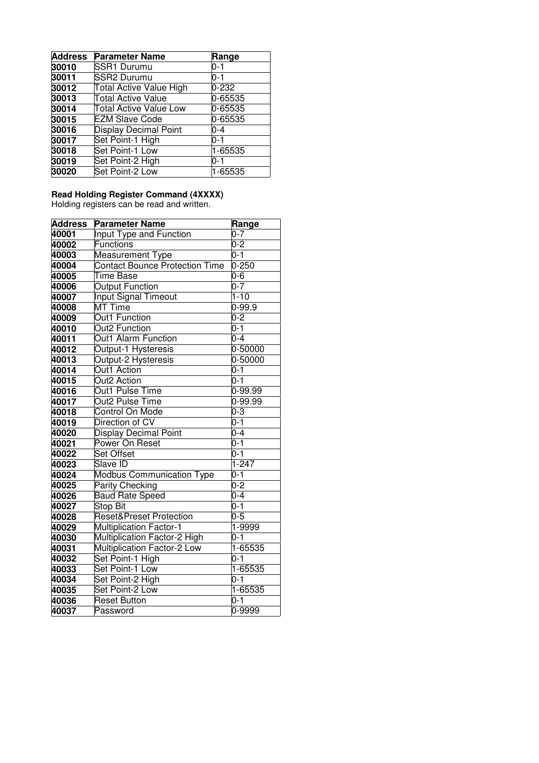| Address | Parameter Name | Range |
|---|---|---|
| 30010 | SSR1 Durumu | 0-1 |
| 30011 | SSR2 Durumu | 0-1 |
| 30012 | Total Active Value High | 0-232 |
| 30013 | Total Active Value | 0-65535 |
| 30014 | Total Active Value Low | 0-65535 |
| 30015 | EZM Slave Code | 0-65535 |
| 30016 | Display Decimal Point | 0-4 |
| 30017 | Set Point-1 High | 0-1 |
| 30018 | Set Point-1 Low | 1-65535 |
| 30019 | Set Point-2 High | 0-1 |
| 30020 | Set Point-2 Low | 1-65535 |

**Read Holding Register Command (4XXXX)**
Holding registers can be read and written.

| Address | Parameter Name | Range |
|---|---|---|
| 40001 | Input Type and Function | 0-7 |
| 40002 | Functions | 0-2 |
| 40003 | Measurement Type | 0-1 |
| 40004 | Contact Bounce Protection Time | 0-250 |
| 40005 | Time Base | 0-6 |
| 40006 | Output Function | 0-7 |
| 40007 | Input Signal Timeout | 1-10 |
| 40008 | MT Time | 0-99.9 |
| 40009 | Out1 Function | 0-2 |
| 40010 | Out2 Function | 0-1 |
| 40011 | Out1 Alarm Function | 0-4 |
| 40012 | Output-1 Hysteresis | 0-50000 |
| 40013 | Output-2 Hysteresis | 0-50000 |
| 40014 | Out1 Action | 0-1 |
| 40015 | Out2 Action | 0-1 |
| 40016 | Out1 Pulse Time | 0-99.99 |
| 40017 | Out2 Pulse Time | 0-99.99 |
| 40018 | Control On Mode | 0-3 |
| 40019 | Direction of CV | 0-1 |
| 40020 | Display Decimal Point | 0-4 |
| 40021 | Power On Reset | 0-1 |
| 40022 | Set Offset | 0-1 |
| 40023 | Slave ID | 1-247 |
| 40024 | Modbus Communication Type | 0-1 |
| 40025 | Parity Checking | 0-2 |
| 40026 | Baud Rate Speed | 0-4 |
| 40027 | Stop Bit | 0-1 |
| 40028 | Reset&Preset Protection | 0-5 |
| 40029 | Multiplication Factor-1 | 1-9999 |
| 40030 | Multiplication Factor-2 High | 0-1 |
| 40031 | Multiplication Factor-2 Low | 1-65535 |
| 40032 | Set Point-1 High | 0-1 |
| 40033 | Set Point-1 Low | 1-65535 |
| 40034 | Set Point-2 High | 0-1 |
| 40035 | Set Point-2 Low | 1-65535 |
| 40036 | Reset Button | 0-1 |
| 40037 | Password | 0-9999 |